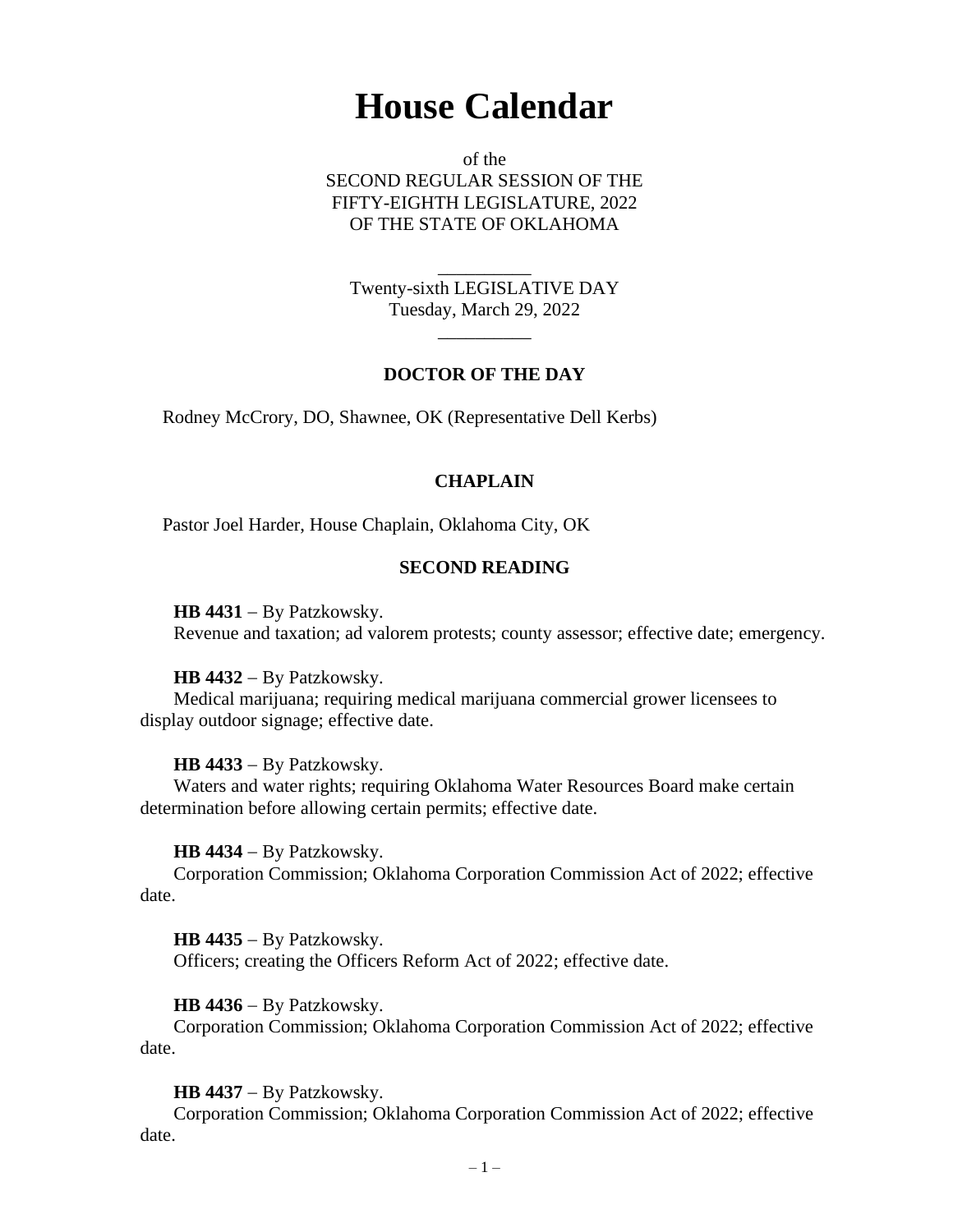# House Calendar

of the
SECOND REGULAR SESSION OF THE
FIFTY-EIGHTH LEGISLATURE, 2022
OF THE STATE OF OKLAHOMA

__________

Twenty-sixth LEGISLATIVE DAY
Tuesday, March 29, 2022

__________

### DOCTOR OF THE DAY

Rodney McCrory, DO, Shawnee, OK (Representative Dell Kerbs)

### CHAPLAIN

Pastor Joel Harder, House Chaplain, Oklahoma City, OK

### SECOND READING

**HB 4431** – By Patzkowsky.
Revenue and taxation; ad valorem protests; county assessor; effective date; emergency.

**HB 4432** – By Patzkowsky.
Medical marijuana; requiring medical marijuana commercial grower licensees to display outdoor signage; effective date.

**HB 4433** – By Patzkowsky.
Waters and water rights; requiring Oklahoma Water Resources Board make certain determination before allowing certain permits; effective date.

**HB 4434** – By Patzkowsky.
Corporation Commission; Oklahoma Corporation Commission Act of 2022; effective date.

**HB 4435** – By Patzkowsky.
Officers; creating the Officers Reform Act of 2022; effective date.

**HB 4436** – By Patzkowsky.
Corporation Commission; Oklahoma Corporation Commission Act of 2022; effective date.

**HB 4437** – By Patzkowsky.
Corporation Commission; Oklahoma Corporation Commission Act of 2022; effective date.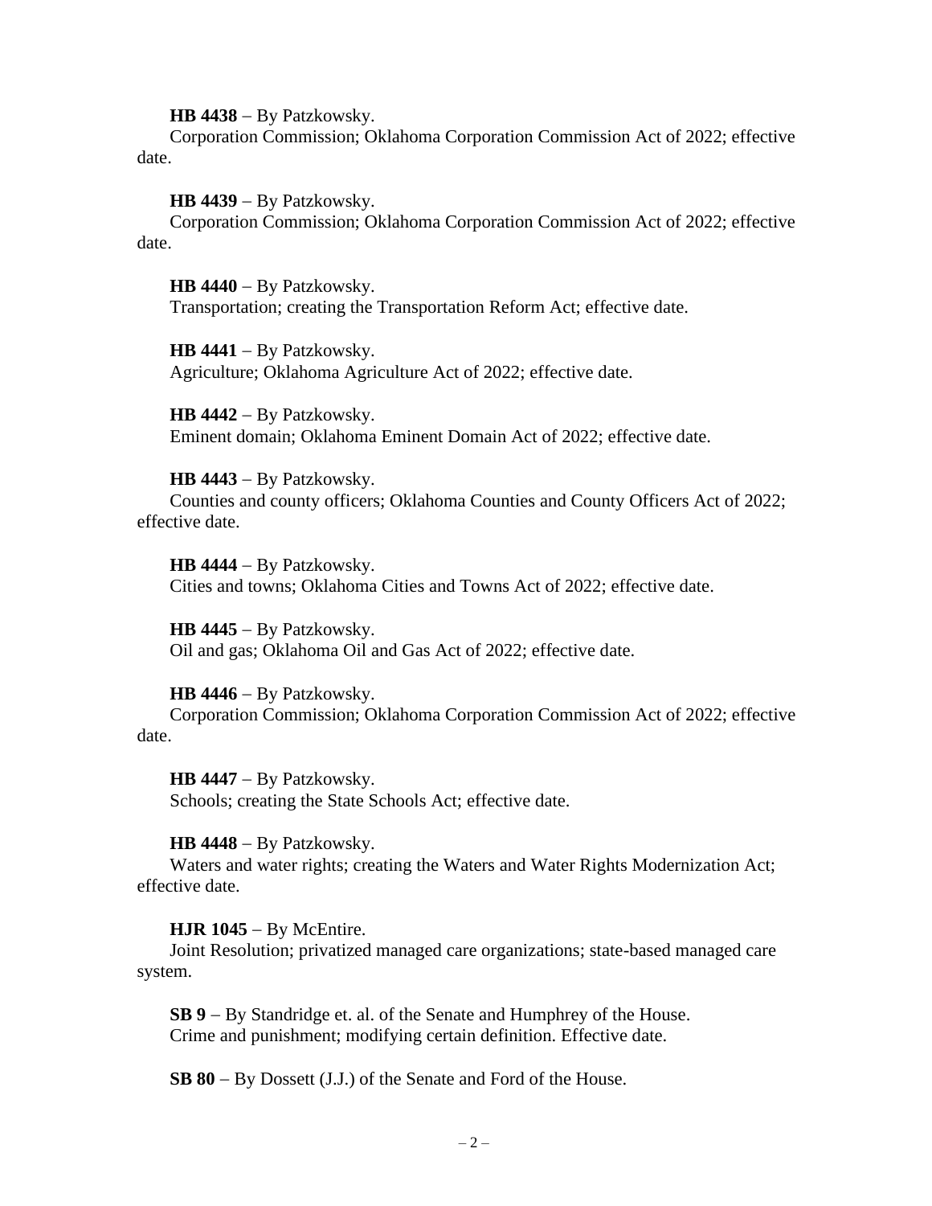**HB 4438** – By Patzkowsky.
Corporation Commission; Oklahoma Corporation Commission Act of 2022; effective date.

**HB 4439** – By Patzkowsky.
Corporation Commission; Oklahoma Corporation Commission Act of 2022; effective date.

**HB 4440** – By Patzkowsky.
Transportation; creating the Transportation Reform Act; effective date.

**HB 4441** – By Patzkowsky.
Agriculture; Oklahoma Agriculture Act of 2022; effective date.

**HB 4442** – By Patzkowsky.
Eminent domain; Oklahoma Eminent Domain Act of 2022; effective date.

**HB 4443** – By Patzkowsky.
Counties and county officers; Oklahoma Counties and County Officers Act of 2022; effective date.

**HB 4444** – By Patzkowsky.
Cities and towns; Oklahoma Cities and Towns Act of 2022; effective date.

**HB 4445** – By Patzkowsky.
Oil and gas; Oklahoma Oil and Gas Act of 2022; effective date.

**HB 4446** – By Patzkowsky.
Corporation Commission; Oklahoma Corporation Commission Act of 2022; effective date.

**HB 4447** – By Patzkowsky.
Schools; creating the State Schools Act; effective date.

**HB 4448** – By Patzkowsky.
Waters and water rights; creating the Waters and Water Rights Modernization Act; effective date.

**HJR 1045** – By McEntire.
Joint Resolution; privatized managed care organizations; state-based managed care system.

**SB 9** – By Standridge et. al. of the Senate and Humphrey of the House.
Crime and punishment; modifying certain definition. Effective date.

**SB 80** – By Dossett (J.J.) of the Senate and Ford of the House.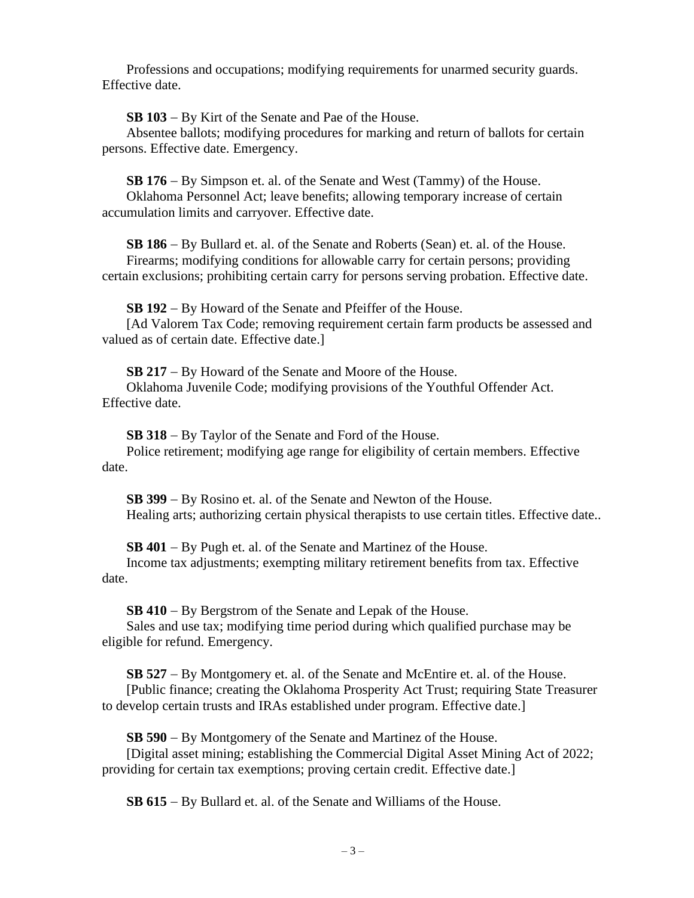Professions and occupations; modifying requirements for unarmed security guards. Effective date.

**SB 103** – By Kirt of the Senate and Pae of the House.
Absentee ballots; modifying procedures for marking and return of ballots for certain persons. Effective date. Emergency.

**SB 176** – By Simpson et. al. of the Senate and West (Tammy) of the House.
Oklahoma Personnel Act; leave benefits; allowing temporary increase of certain accumulation limits and carryover. Effective date.

**SB 186** – By Bullard et. al. of the Senate and Roberts (Sean) et. al. of the House.
Firearms; modifying conditions for allowable carry for certain persons; providing certain exclusions; prohibiting certain carry for persons serving probation. Effective date.

**SB 192** – By Howard of the Senate and Pfeiffer of the House.
[Ad Valorem Tax Code; removing requirement certain farm products be assessed and valued as of certain date. Effective date.]

**SB 217** – By Howard of the Senate and Moore of the House.
Oklahoma Juvenile Code; modifying provisions of the Youthful Offender Act. Effective date.

**SB 318** – By Taylor of the Senate and Ford of the House.
Police retirement; modifying age range for eligibility of certain members. Effective date.

**SB 399** – By Rosino et. al. of the Senate and Newton of the House.
Healing arts; authorizing certain physical therapists to use certain titles. Effective date..

**SB 401** – By Pugh et. al. of the Senate and Martinez of the House.
Income tax adjustments; exempting military retirement benefits from tax. Effective date.

**SB 410** – By Bergstrom of the Senate and Lepak of the House.
Sales and use tax; modifying time period during which qualified purchase may be eligible for refund. Emergency.

**SB 527** – By Montgomery et. al. of the Senate and McEntire et. al. of the House.
[Public finance; creating the Oklahoma Prosperity Act Trust; requiring State Treasurer to develop certain trusts and IRAs established under program. Effective date.]

**SB 590** – By Montgomery of the Senate and Martinez of the House.
[Digital asset mining; establishing the Commercial Digital Asset Mining Act of 2022; providing for certain tax exemptions; proving certain credit. Effective date.]

**SB 615** – By Bullard et. al. of the Senate and Williams of the House.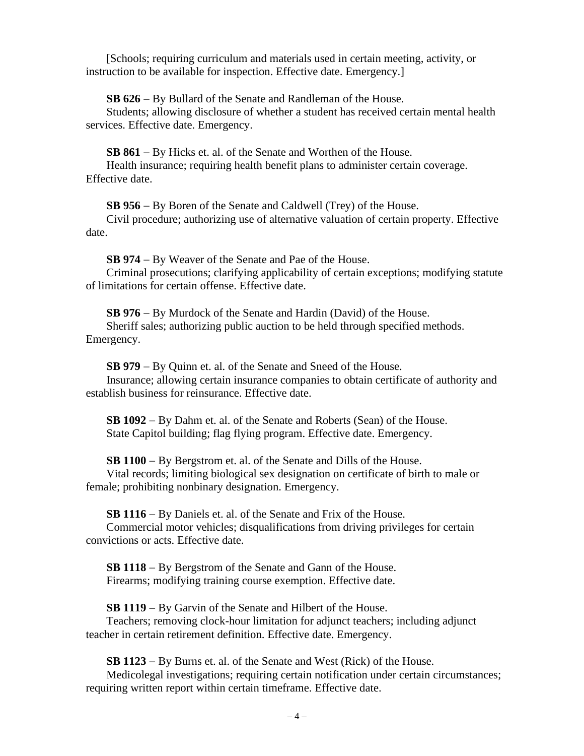[Schools; requiring curriculum and materials used in certain meeting, activity, or instruction to be available for inspection. Effective date. Emergency.]

**SB 626** – By Bullard of the Senate and Randleman of the House.
Students; allowing disclosure of whether a student has received certain mental health services. Effective date. Emergency.

**SB 861** – By Hicks et. al. of the Senate and Worthen of the House.
Health insurance; requiring health benefit plans to administer certain coverage. Effective date.

**SB 956** – By Boren of the Senate and Caldwell (Trey) of the House.
Civil procedure; authorizing use of alternative valuation of certain property. Effective date.

**SB 974** – By Weaver of the Senate and Pae of the House.
Criminal prosecutions; clarifying applicability of certain exceptions; modifying statute of limitations for certain offense. Effective date.

**SB 976** – By Murdock of the Senate and Hardin (David) of the House.
Sheriff sales; authorizing public auction to be held through specified methods. Emergency.

**SB 979** – By Quinn et. al. of the Senate and Sneed of the House.
Insurance; allowing certain insurance companies to obtain certificate of authority and establish business for reinsurance. Effective date.

**SB 1092** – By Dahm et. al. of the Senate and Roberts (Sean) of the House.
State Capitol building; flag flying program. Effective date. Emergency.

**SB 1100** – By Bergstrom et. al. of the Senate and Dills of the House.
Vital records; limiting biological sex designation on certificate of birth to male or female; prohibiting nonbinary designation. Emergency.

**SB 1116** – By Daniels et. al. of the Senate and Frix of the House.
Commercial motor vehicles; disqualifications from driving privileges for certain convictions or acts. Effective date.

**SB 1118** – By Bergstrom of the Senate and Gann of the House.
Firearms; modifying training course exemption. Effective date.

**SB 1119** – By Garvin of the Senate and Hilbert of the House.
Teachers; removing clock-hour limitation for adjunct teachers; including adjunct teacher in certain retirement definition. Effective date. Emergency.

**SB 1123** – By Burns et. al. of the Senate and West (Rick) of the House.
Medicolegal investigations; requiring certain notification under certain circumstances; requiring written report within certain timeframe. Effective date.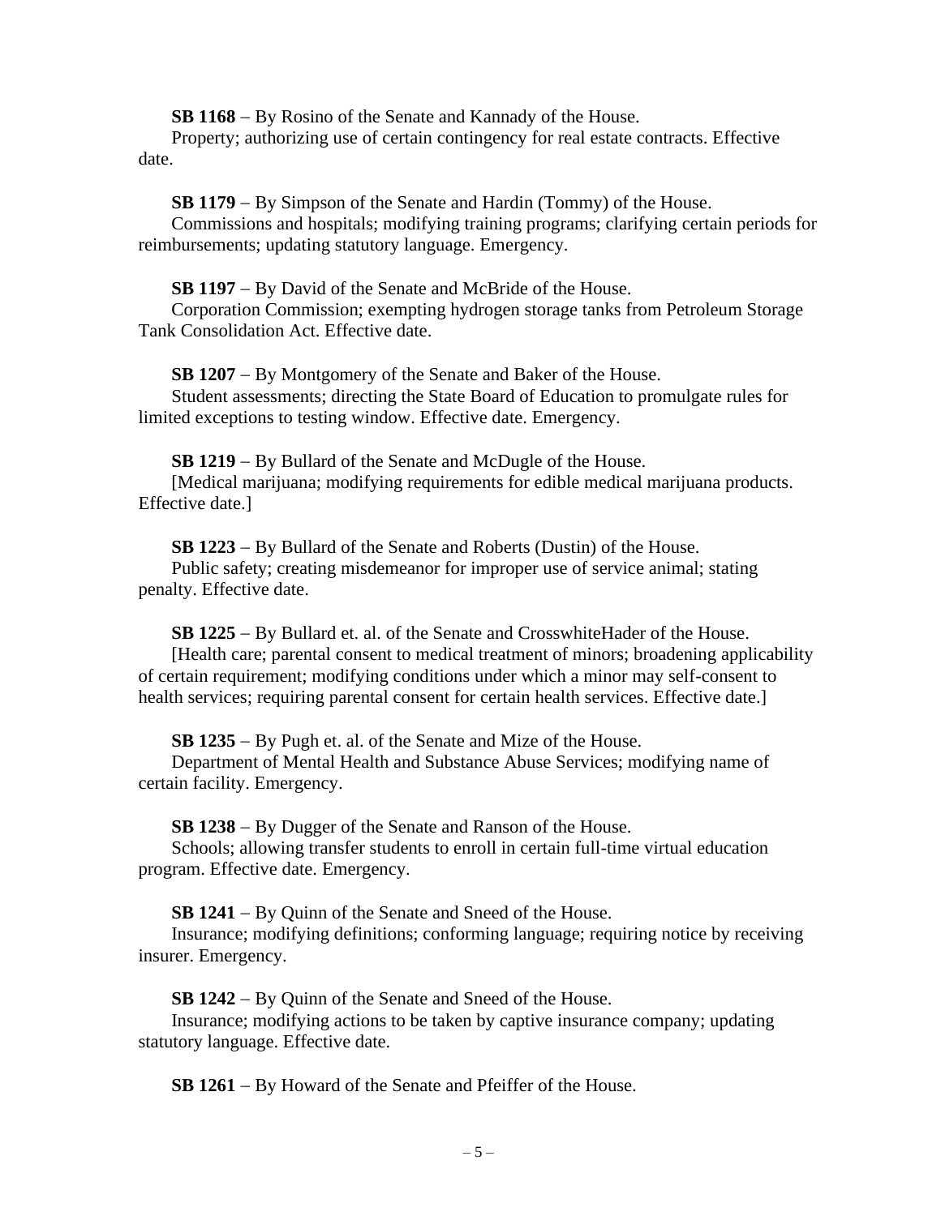**SB 1168** – By Rosino of the Senate and Kannady of the House.

Property; authorizing use of certain contingency for real estate contracts. Effective date.

**SB 1179** – By Simpson of the Senate and Hardin (Tommy) of the House.

Commissions and hospitals; modifying training programs; clarifying certain periods for reimbursements; updating statutory language. Emergency.

**SB 1197** – By David of the Senate and McBride of the House.

Corporation Commission; exempting hydrogen storage tanks from Petroleum Storage Tank Consolidation Act. Effective date.

**SB 1207** – By Montgomery of the Senate and Baker of the House.

Student assessments; directing the State Board of Education to promulgate rules for limited exceptions to testing window. Effective date. Emergency.

**SB 1219** – By Bullard of the Senate and McDugle of the House.

[Medical marijuana; modifying requirements for edible medical marijuana products. Effective date.]

**SB 1223** – By Bullard of the Senate and Roberts (Dustin) of the House.

Public safety; creating misdemeanor for improper use of service animal; stating penalty. Effective date.

**SB 1225** – By Bullard et. al. of the Senate and CrosswhiteHader of the House.

[Health care; parental consent to medical treatment of minors; broadening applicability of certain requirement; modifying conditions under which a minor may self-consent to health services; requiring parental consent for certain health services. Effective date.]

**SB 1235** – By Pugh et. al. of the Senate and Mize of the House.

Department of Mental Health and Substance Abuse Services; modifying name of certain facility. Emergency.

**SB 1238** – By Dugger of the Senate and Ranson of the House.

Schools; allowing transfer students to enroll in certain full-time virtual education program. Effective date. Emergency.

**SB 1241** – By Quinn of the Senate and Sneed of the House.

Insurance; modifying definitions; conforming language; requiring notice by receiving insurer. Emergency.

**SB 1242** – By Quinn of the Senate and Sneed of the House.

Insurance; modifying actions to be taken by captive insurance company; updating statutory language. Effective date.

**SB 1261** – By Howard of the Senate and Pfeiffer of the House.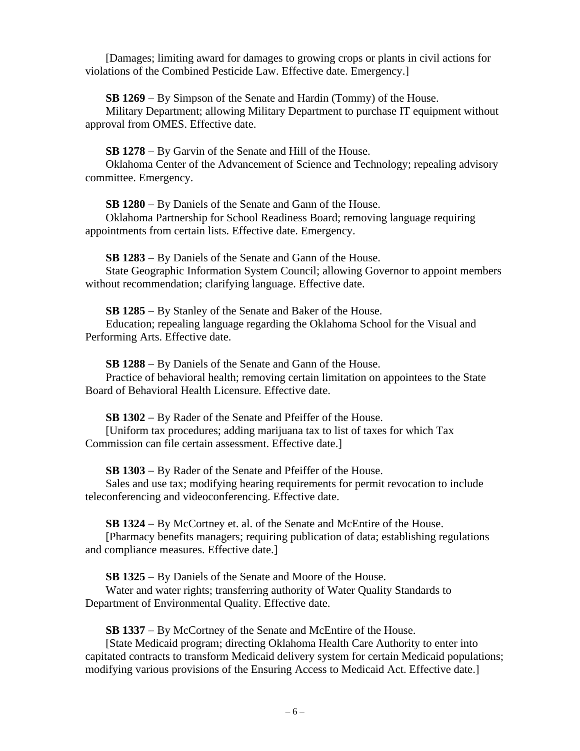[Damages; limiting award for damages to growing crops or plants in civil actions for violations of the Combined Pesticide Law. Effective date. Emergency.]

**SB 1269** – By Simpson of the Senate and Hardin (Tommy) of the House.
Military Department; allowing Military Department to purchase IT equipment without approval from OMES. Effective date.

**SB 1278** – By Garvin of the Senate and Hill of the House.
Oklahoma Center of the Advancement of Science and Technology; repealing advisory committee. Emergency.

**SB 1280** – By Daniels of the Senate and Gann of the House.
Oklahoma Partnership for School Readiness Board; removing language requiring appointments from certain lists. Effective date. Emergency.

**SB 1283** – By Daniels of the Senate and Gann of the House.
State Geographic Information System Council; allowing Governor to appoint members without recommendation; clarifying language. Effective date.

**SB 1285** – By Stanley of the Senate and Baker of the House.
Education; repealing language regarding the Oklahoma School for the Visual and Performing Arts. Effective date.

**SB 1288** – By Daniels of the Senate and Gann of the House.
Practice of behavioral health; removing certain limitation on appointees to the State Board of Behavioral Health Licensure. Effective date.

**SB 1302** – By Rader of the Senate and Pfeiffer of the House.
[Uniform tax procedures; adding marijuana tax to list of taxes for which Tax Commission can file certain assessment. Effective date.]

**SB 1303** – By Rader of the Senate and Pfeiffer of the House.
Sales and use tax; modifying hearing requirements for permit revocation to include teleconferencing and videoconferencing. Effective date.

**SB 1324** – By McCortney et. al. of the Senate and McEntire of the House.
[Pharmacy benefits managers; requiring publication of data; establishing regulations and compliance measures. Effective date.]

**SB 1325** – By Daniels of the Senate and Moore of the House.
Water and water rights; transferring authority of Water Quality Standards to Department of Environmental Quality. Effective date.

**SB 1337** – By McCortney of the Senate and McEntire of the House.
[State Medicaid program; directing Oklahoma Health Care Authority to enter into capitated contracts to transform Medicaid delivery system for certain Medicaid populations; modifying various provisions of the Ensuring Access to Medicaid Act. Effective date.]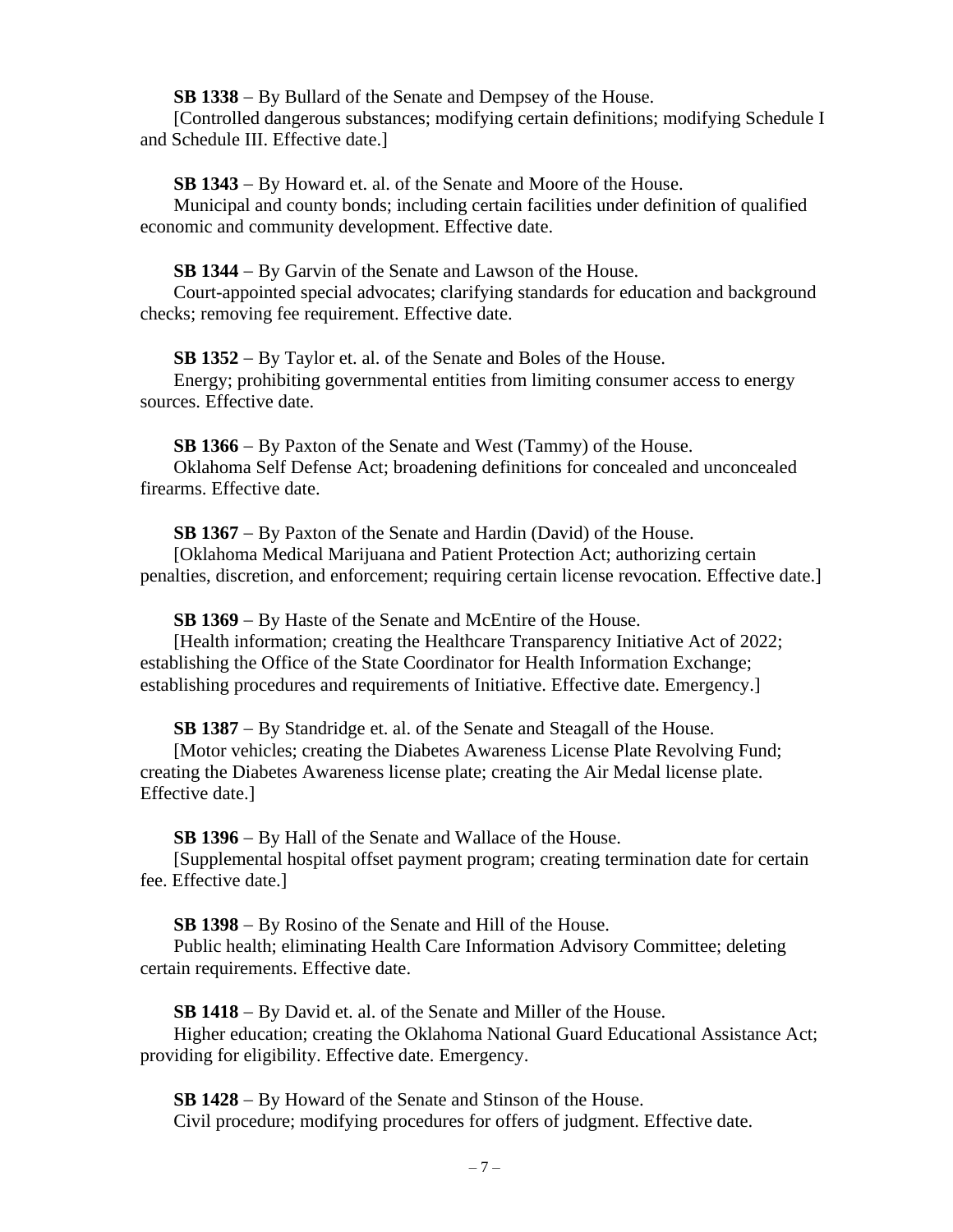**SB 1338** – By Bullard of the Senate and Dempsey of the House.

[Controlled dangerous substances; modifying certain definitions; modifying Schedule I and Schedule III. Effective date.]

**SB 1343** – By Howard et. al. of the Senate and Moore of the House.

Municipal and county bonds; including certain facilities under definition of qualified economic and community development. Effective date.

**SB 1344** – By Garvin of the Senate and Lawson of the House.

Court-appointed special advocates; clarifying standards for education and background checks; removing fee requirement. Effective date.

**SB 1352** – By Taylor et. al. of the Senate and Boles of the House.

Energy; prohibiting governmental entities from limiting consumer access to energy sources. Effective date.

**SB 1366** – By Paxton of the Senate and West (Tammy) of the House.

Oklahoma Self Defense Act; broadening definitions for concealed and unconcealed firearms. Effective date.

**SB 1367** – By Paxton of the Senate and Hardin (David) of the House.

[Oklahoma Medical Marijuana and Patient Protection Act; authorizing certain penalties, discretion, and enforcement; requiring certain license revocation. Effective date.]

**SB 1369** – By Haste of the Senate and McEntire of the House.

[Health information; creating the Healthcare Transparency Initiative Act of 2022; establishing the Office of the State Coordinator for Health Information Exchange; establishing procedures and requirements of Initiative. Effective date. Emergency.]

**SB 1387** – By Standridge et. al. of the Senate and Steagall of the House.

[Motor vehicles; creating the Diabetes Awareness License Plate Revolving Fund; creating the Diabetes Awareness license plate; creating the Air Medal license plate. Effective date.]

**SB 1396** – By Hall of the Senate and Wallace of the House.

[Supplemental hospital offset payment program; creating termination date for certain fee. Effective date.]

**SB 1398** – By Rosino of the Senate and Hill of the House.

Public health; eliminating Health Care Information Advisory Committee; deleting certain requirements. Effective date.

**SB 1418** – By David et. al. of the Senate and Miller of the House.

Higher education; creating the Oklahoma National Guard Educational Assistance Act; providing for eligibility. Effective date. Emergency.

**SB 1428** – By Howard of the Senate and Stinson of the House.

Civil procedure; modifying procedures for offers of judgment. Effective date.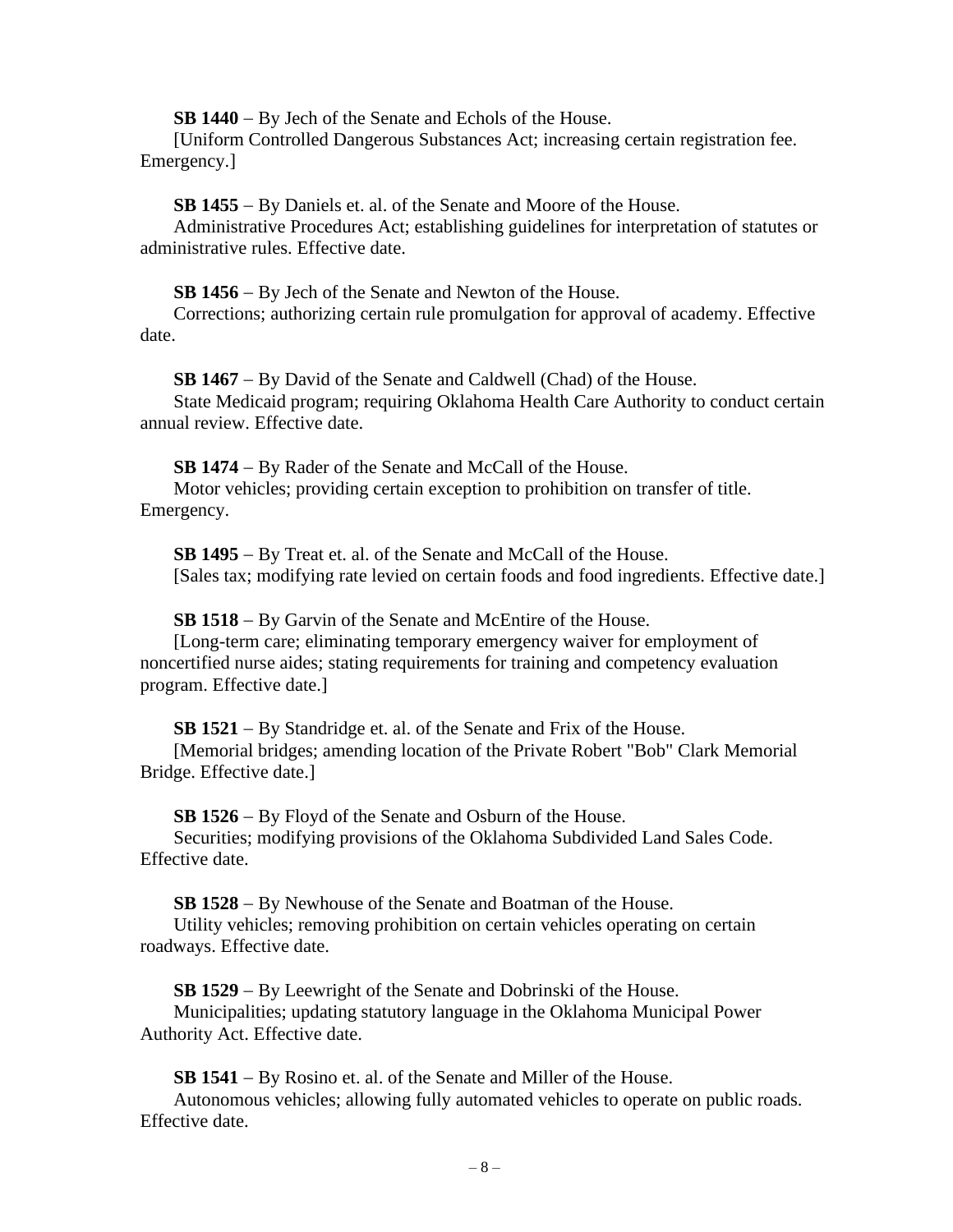**SB 1440** – By Jech of the Senate and Echols of the House.
[Uniform Controlled Dangerous Substances Act; increasing certain registration fee. Emergency.]

**SB 1455** – By Daniels et. al. of the Senate and Moore of the House.
Administrative Procedures Act; establishing guidelines for interpretation of statutes or administrative rules. Effective date.

**SB 1456** – By Jech of the Senate and Newton of the House.
Corrections; authorizing certain rule promulgation for approval of academy. Effective date.

**SB 1467** – By David of the Senate and Caldwell (Chad) of the House.
State Medicaid program; requiring Oklahoma Health Care Authority to conduct certain annual review. Effective date.

**SB 1474** – By Rader of the Senate and McCall of the House.
Motor vehicles; providing certain exception to prohibition on transfer of title. Emergency.

**SB 1495** – By Treat et. al. of the Senate and McCall of the House.
[Sales tax; modifying rate levied on certain foods and food ingredients. Effective date.]

**SB 1518** – By Garvin of the Senate and McEntire of the House.
[Long-term care; eliminating temporary emergency waiver for employment of noncertified nurse aides; stating requirements for training and competency evaluation program. Effective date.]

**SB 1521** – By Standridge et. al. of the Senate and Frix of the House.
[Memorial bridges; amending location of the Private Robert "Bob" Clark Memorial Bridge. Effective date.]

**SB 1526** – By Floyd of the Senate and Osburn of the House.
Securities; modifying provisions of the Oklahoma Subdivided Land Sales Code. Effective date.

**SB 1528** – By Newhouse of the Senate and Boatman of the House.
Utility vehicles; removing prohibition on certain vehicles operating on certain roadways. Effective date.

**SB 1529** – By Leewright of the Senate and Dobrinski of the House.
Municipalities; updating statutory language in the Oklahoma Municipal Power Authority Act. Effective date.

**SB 1541** – By Rosino et. al. of the Senate and Miller of the House.
Autonomous vehicles; allowing fully automated vehicles to operate on public roads. Effective date.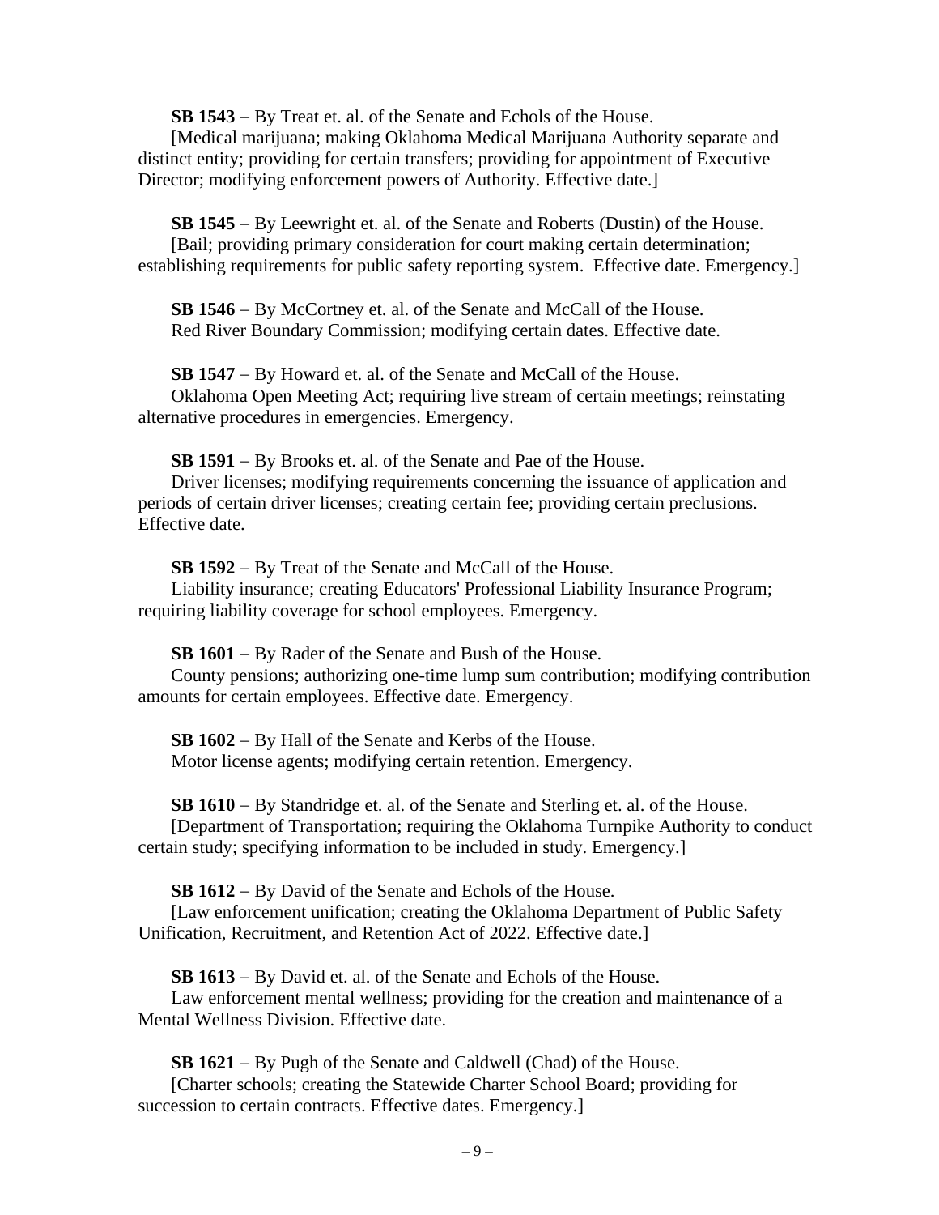**SB 1543** – By Treat et. al. of the Senate and Echols of the House.
[Medical marijuana; making Oklahoma Medical Marijuana Authority separate and distinct entity; providing for certain transfers; providing for appointment of Executive Director; modifying enforcement powers of Authority. Effective date.]

**SB 1545** – By Leewright et. al. of the Senate and Roberts (Dustin) of the House.
[Bail; providing primary consideration for court making certain determination; establishing requirements for public safety reporting system. Effective date. Emergency.]

**SB 1546** – By McCortney et. al. of the Senate and McCall of the House.
Red River Boundary Commission; modifying certain dates. Effective date.

**SB 1547** – By Howard et. al. of the Senate and McCall of the House.
Oklahoma Open Meeting Act; requiring live stream of certain meetings; reinstating alternative procedures in emergencies. Emergency.

**SB 1591** – By Brooks et. al. of the Senate and Pae of the House.
Driver licenses; modifying requirements concerning the issuance of application and periods of certain driver licenses; creating certain fee; providing certain preclusions. Effective date.

**SB 1592** – By Treat of the Senate and McCall of the House.
Liability insurance; creating Educators' Professional Liability Insurance Program; requiring liability coverage for school employees. Emergency.

**SB 1601** – By Rader of the Senate and Bush of the House.
County pensions; authorizing one-time lump sum contribution; modifying contribution amounts for certain employees. Effective date. Emergency.

**SB 1602** – By Hall of the Senate and Kerbs of the House.
Motor license agents; modifying certain retention. Emergency.

**SB 1610** – By Standridge et. al. of the Senate and Sterling et. al. of the House.
[Department of Transportation; requiring the Oklahoma Turnpike Authority to conduct certain study; specifying information to be included in study. Emergency.]

**SB 1612** – By David of the Senate and Echols of the House.
[Law enforcement unification; creating the Oklahoma Department of Public Safety Unification, Recruitment, and Retention Act of 2022. Effective date.]

**SB 1613** – By David et. al. of the Senate and Echols of the House.
Law enforcement mental wellness; providing for the creation and maintenance of a Mental Wellness Division. Effective date.

**SB 1621** – By Pugh of the Senate and Caldwell (Chad) of the House.
[Charter schools; creating the Statewide Charter School Board; providing for succession to certain contracts. Effective dates. Emergency.]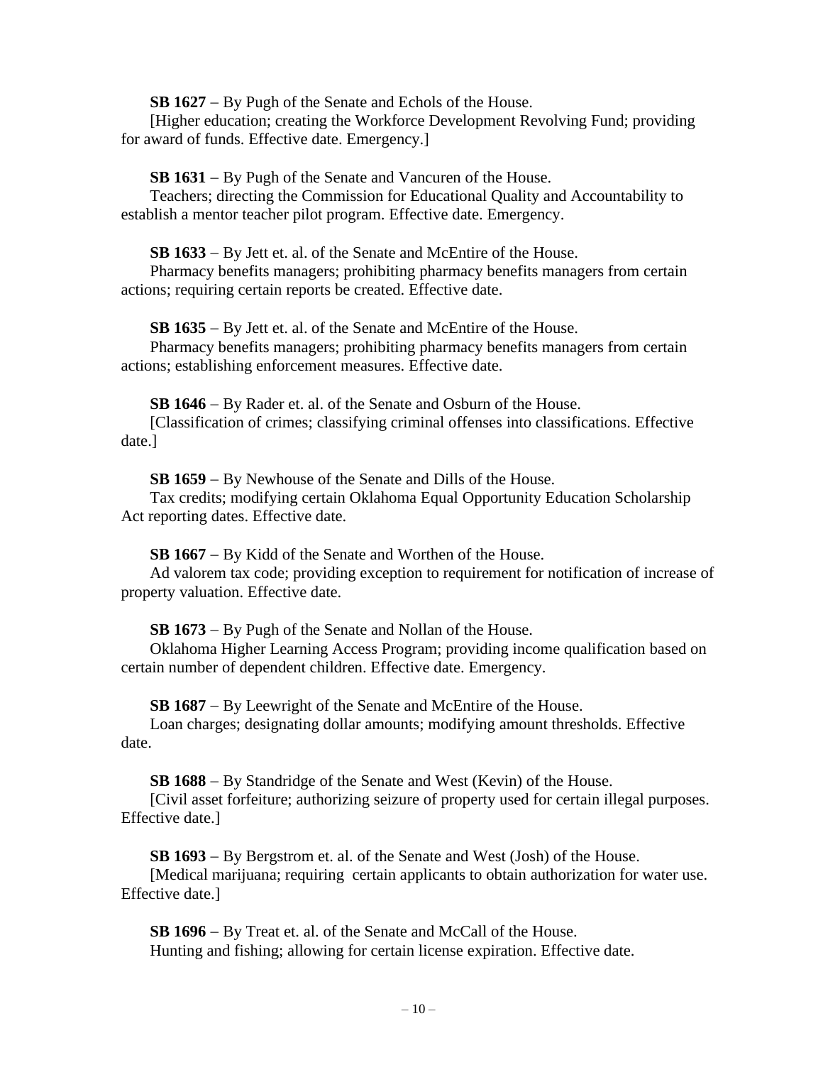**SB 1627** – By Pugh of the Senate and Echols of the House.
[Higher education; creating the Workforce Development Revolving Fund; providing for award of funds. Effective date. Emergency.]

**SB 1631** – By Pugh of the Senate and Vancuren of the House.
Teachers; directing the Commission for Educational Quality and Accountability to establish a mentor teacher pilot program. Effective date. Emergency.

**SB 1633** – By Jett et. al. of the Senate and McEntire of the House.
Pharmacy benefits managers; prohibiting pharmacy benefits managers from certain actions; requiring certain reports be created. Effective date.

**SB 1635** – By Jett et. al. of the Senate and McEntire of the House.
Pharmacy benefits managers; prohibiting pharmacy benefits managers from certain actions; establishing enforcement measures. Effective date.

**SB 1646** – By Rader et. al. of the Senate and Osburn of the House.
[Classification of crimes; classifying criminal offenses into classifications. Effective date.]

**SB 1659** – By Newhouse of the Senate and Dills of the House.
Tax credits; modifying certain Oklahoma Equal Opportunity Education Scholarship Act reporting dates. Effective date.

**SB 1667** – By Kidd of the Senate and Worthen of the House.
Ad valorem tax code; providing exception to requirement for notification of increase of property valuation. Effective date.

**SB 1673** – By Pugh of the Senate and Nollan of the House.
Oklahoma Higher Learning Access Program; providing income qualification based on certain number of dependent children. Effective date. Emergency.

**SB 1687** – By Leewright of the Senate and McEntire of the House.
Loan charges; designating dollar amounts; modifying amount thresholds. Effective date.

**SB 1688** – By Standridge of the Senate and West (Kevin) of the House.
[Civil asset forfeiture; authorizing seizure of property used for certain illegal purposes. Effective date.]

**SB 1693** – By Bergstrom et. al. of the Senate and West (Josh) of the House.
[Medical marijuana; requiring certain applicants to obtain authorization for water use. Effective date.]

**SB 1696** – By Treat et. al. of the Senate and McCall of the House.
Hunting and fishing; allowing for certain license expiration. Effective date.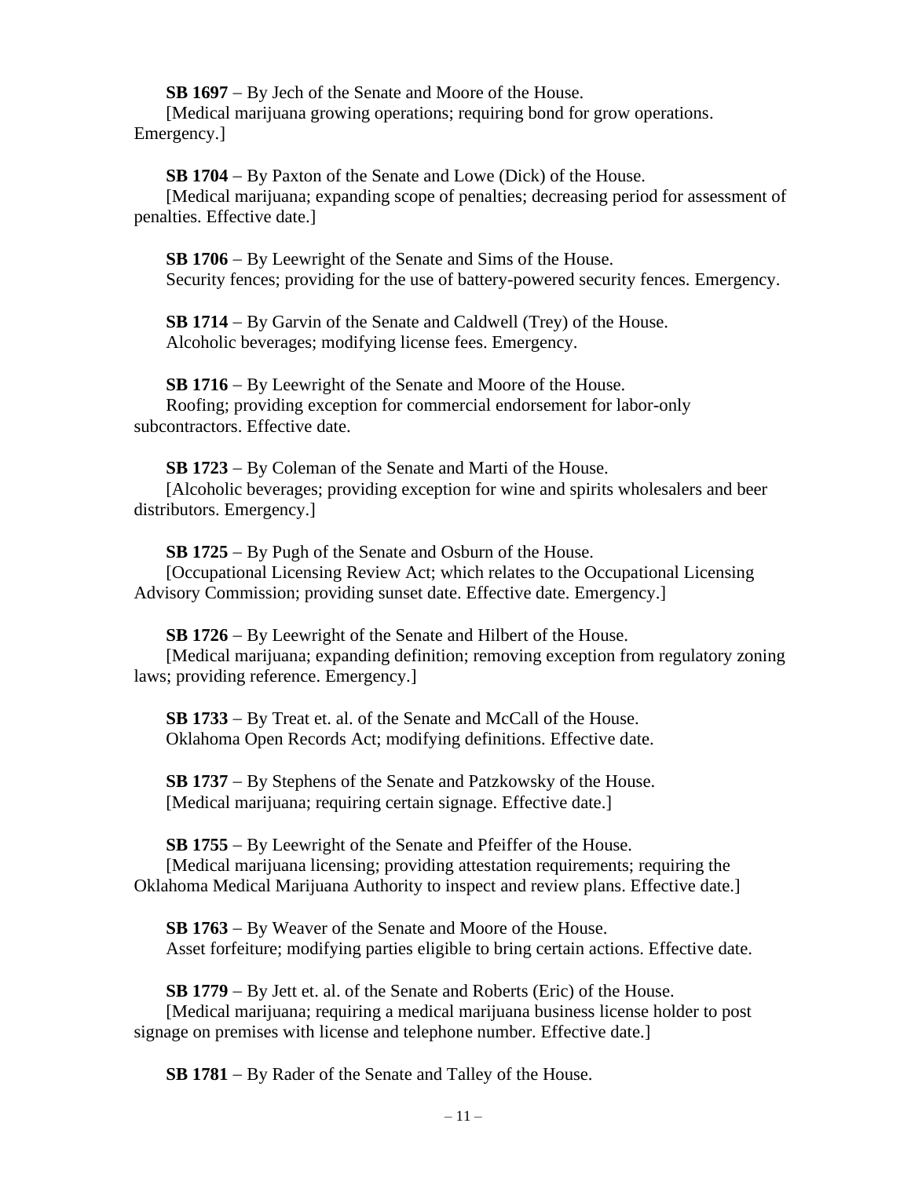**SB 1697** – By Jech of the Senate and Moore of the House.
[Medical marijuana growing operations; requiring bond for grow operations. Emergency.]

**SB 1704** – By Paxton of the Senate and Lowe (Dick) of the House.
[Medical marijuana; expanding scope of penalties; decreasing period for assessment of penalties. Effective date.]

**SB 1706** – By Leewright of the Senate and Sims of the House.
Security fences; providing for the use of battery-powered security fences. Emergency.

**SB 1714** – By Garvin of the Senate and Caldwell (Trey) of the House.
Alcoholic beverages; modifying license fees. Emergency.

**SB 1716** – By Leewright of the Senate and Moore of the House.
Roofing; providing exception for commercial endorsement for labor-only subcontractors. Effective date.

**SB 1723** – By Coleman of the Senate and Marti of the House.
[Alcoholic beverages; providing exception for wine and spirits wholesalers and beer distributors. Emergency.]

**SB 1725** – By Pugh of the Senate and Osburn of the House.
[Occupational Licensing Review Act; which relates to the Occupational Licensing Advisory Commission; providing sunset date. Effective date. Emergency.]

**SB 1726** – By Leewright of the Senate and Hilbert of the House.
[Medical marijuana; expanding definition; removing exception from regulatory zoning laws; providing reference. Emergency.]

**SB 1733** – By Treat et. al. of the Senate and McCall of the House.
Oklahoma Open Records Act; modifying definitions. Effective date.

**SB 1737** – By Stephens of the Senate and Patzkowsky of the House.
[Medical marijuana; requiring certain signage. Effective date.]

**SB 1755** – By Leewright of the Senate and Pfeiffer of the House.
[Medical marijuana licensing; providing attestation requirements; requiring the Oklahoma Medical Marijuana Authority to inspect and review plans. Effective date.]

**SB 1763** – By Weaver of the Senate and Moore of the House.
Asset forfeiture; modifying parties eligible to bring certain actions. Effective date.

**SB 1779** – By Jett et. al. of the Senate and Roberts (Eric) of the House.
[Medical marijuana; requiring a medical marijuana business license holder to post signage on premises with license and telephone number. Effective date.]

**SB 1781** – By Rader of the Senate and Talley of the House.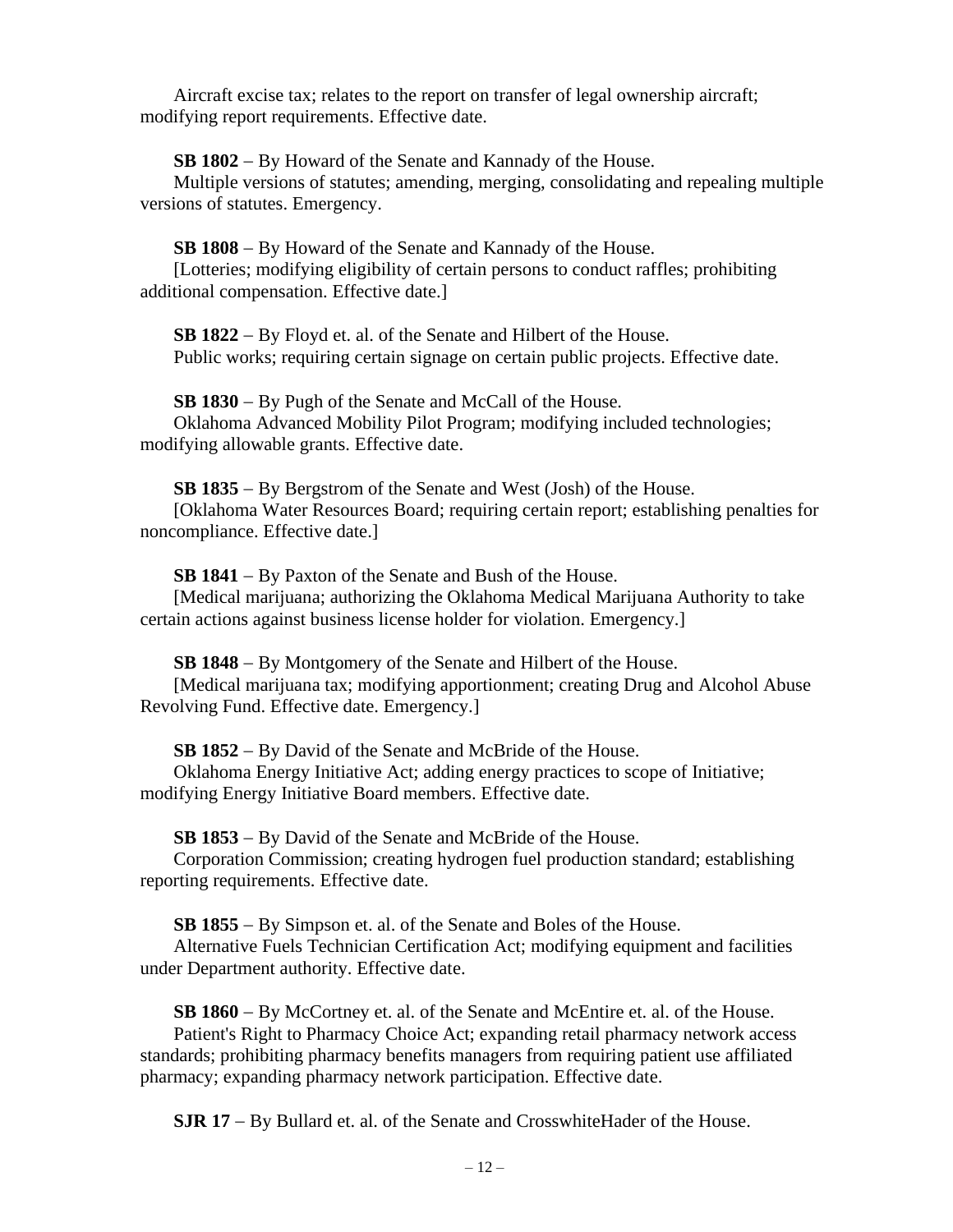Aircraft excise tax; relates to the report on transfer of legal ownership aircraft; modifying report requirements. Effective date.

**SB 1802** – By Howard of the Senate and Kannady of the House.
Multiple versions of statutes; amending, merging, consolidating and repealing multiple versions of statutes. Emergency.

**SB 1808** – By Howard of the Senate and Kannady of the House.
[Lotteries; modifying eligibility of certain persons to conduct raffles; prohibiting additional compensation. Effective date.]

**SB 1822** – By Floyd et. al. of the Senate and Hilbert of the House.
Public works; requiring certain signage on certain public projects. Effective date.

**SB 1830** – By Pugh of the Senate and McCall of the House.
Oklahoma Advanced Mobility Pilot Program; modifying included technologies; modifying allowable grants. Effective date.

**SB 1835** – By Bergstrom of the Senate and West (Josh) of the House.
[Oklahoma Water Resources Board; requiring certain report; establishing penalties for noncompliance. Effective date.]

**SB 1841** – By Paxton of the Senate and Bush of the House.
[Medical marijuana; authorizing the Oklahoma Medical Marijuana Authority to take certain actions against business license holder for violation. Emergency.]

**SB 1848** – By Montgomery of the Senate and Hilbert of the House.
[Medical marijuana tax; modifying apportionment; creating Drug and Alcohol Abuse Revolving Fund. Effective date. Emergency.]

**SB 1852** – By David of the Senate and McBride of the House.
Oklahoma Energy Initiative Act; adding energy practices to scope of Initiative; modifying Energy Initiative Board members. Effective date.

**SB 1853** – By David of the Senate and McBride of the House.
Corporation Commission; creating hydrogen fuel production standard; establishing reporting requirements. Effective date.

**SB 1855** – By Simpson et. al. of the Senate and Boles of the House.
Alternative Fuels Technician Certification Act; modifying equipment and facilities under Department authority. Effective date.

**SB 1860** – By McCortney et. al. of the Senate and McEntire et. al. of the House.
Patient's Right to Pharmacy Choice Act; expanding retail pharmacy network access standards; prohibiting pharmacy benefits managers from requiring patient use affiliated pharmacy; expanding pharmacy network participation. Effective date.

**SJR 17** – By Bullard et. al. of the Senate and CrosswhiteHader of the House.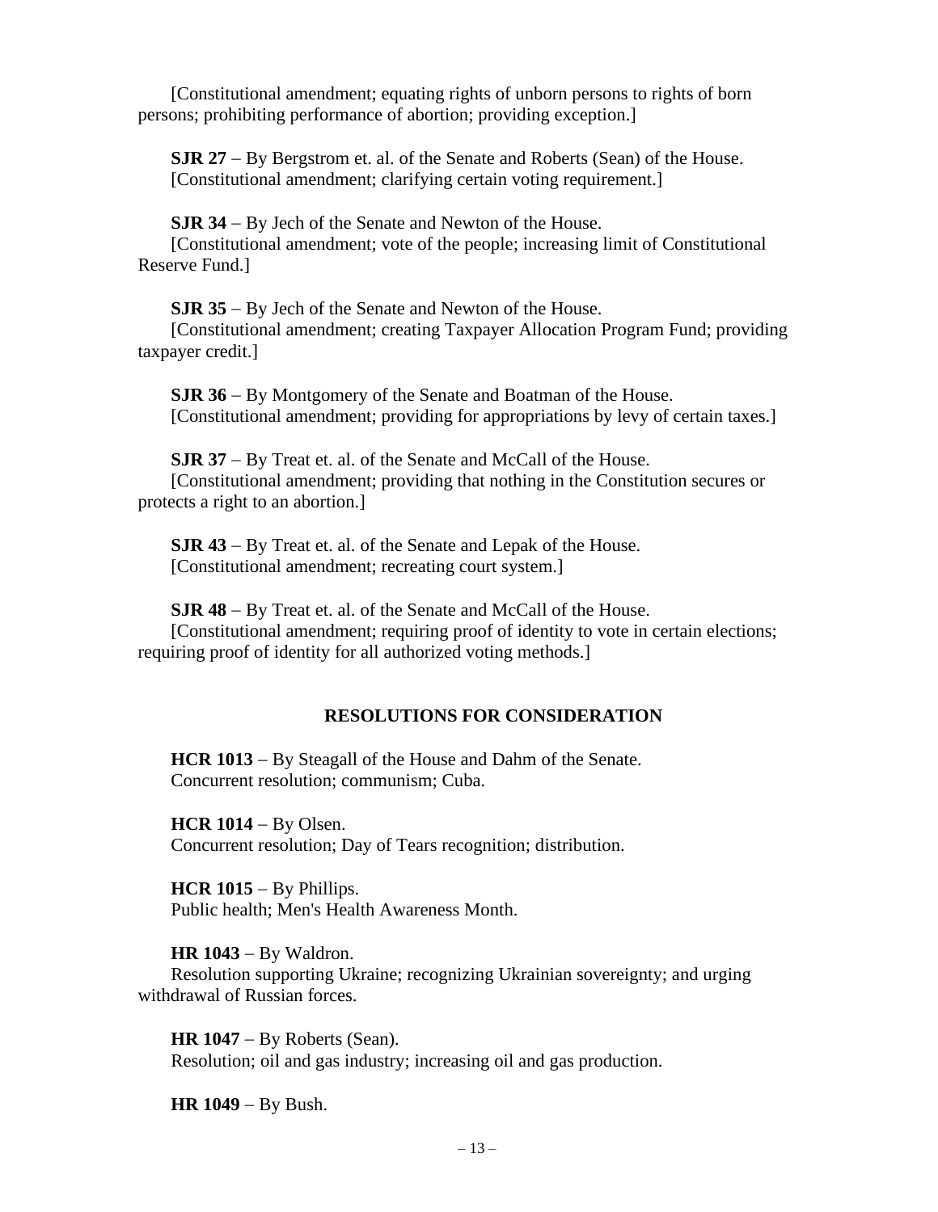[Constitutional amendment; equating rights of unborn persons to rights of born persons; prohibiting performance of abortion; providing exception.]

**SJR 27** – By Bergstrom et. al. of the Senate and Roberts (Sean) of the House.
[Constitutional amendment; clarifying certain voting requirement.]

**SJR 34** – By Jech of the Senate and Newton of the House.
[Constitutional amendment; vote of the people; increasing limit of Constitutional Reserve Fund.]

**SJR 35** – By Jech of the Senate and Newton of the House.
[Constitutional amendment; creating Taxpayer Allocation Program Fund; providing taxpayer credit.]

**SJR 36** – By Montgomery of the Senate and Boatman of the House.
[Constitutional amendment; providing for appropriations by levy of certain taxes.]

**SJR 37** – By Treat et. al. of the Senate and McCall of the House.
[Constitutional amendment; providing that nothing in the Constitution secures or protects a right to an abortion.]

**SJR 43** – By Treat et. al. of the Senate and Lepak of the House.
[Constitutional amendment; recreating court system.]

**SJR 48** – By Treat et. al. of the Senate and McCall of the House.
[Constitutional amendment; requiring proof of identity to vote in certain elections; requiring proof of identity for all authorized voting methods.]

## RESOLUTIONS FOR CONSIDERATION

**HCR 1013** – By Steagall of the House and Dahm of the Senate.
Concurrent resolution; communism; Cuba.

**HCR 1014** – By Olsen.
Concurrent resolution; Day of Tears recognition; distribution.

**HCR 1015** – By Phillips.
Public health; Men's Health Awareness Month.

**HR 1043** – By Waldron.
Resolution supporting Ukraine; recognizing Ukrainian sovereignty; and urging withdrawal of Russian forces.

**HR 1047** – By Roberts (Sean).
Resolution; oil and gas industry; increasing oil and gas production.

**HR 1049** – By Bush.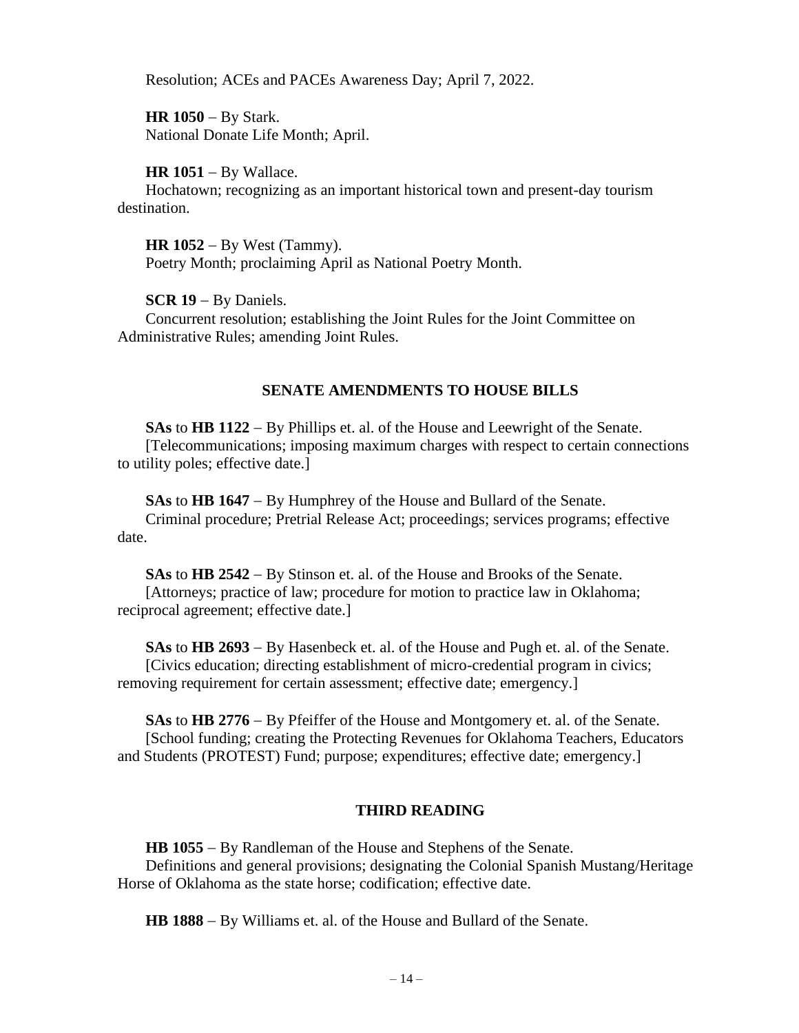Resolution; ACEs and PACEs Awareness Day; April 7, 2022.

**HR 1050** – By Stark.
National Donate Life Month; April.

**HR 1051** – By Wallace.
Hochatown; recognizing as an important historical town and present-day tourism destination.

**HR 1052** – By West (Tammy).
Poetry Month; proclaiming April as National Poetry Month.

**SCR 19** – By Daniels.
Concurrent resolution; establishing the Joint Rules for the Joint Committee on Administrative Rules; amending Joint Rules.

## SENATE AMENDMENTS TO HOUSE BILLS

**SAs** to **HB 1122** – By Phillips et. al. of the House and Leewright of the Senate.
[Telecommunications; imposing maximum charges with respect to certain connections to utility poles; effective date.]

**SAs** to **HB 1647** – By Humphrey of the House and Bullard of the Senate.
Criminal procedure; Pretrial Release Act; proceedings; services programs; effective date.

**SAs** to **HB 2542** – By Stinson et. al. of the House and Brooks of the Senate.
[Attorneys; practice of law; procedure for motion to practice law in Oklahoma; reciprocal agreement; effective date.]

**SAs** to **HB 2693** – By Hasenbeck et. al. of the House and Pugh et. al. of the Senate.
[Civics education; directing establishment of micro-credential program in civics; removing requirement for certain assessment; effective date; emergency.]

**SAs** to **HB 2776** – By Pfeiffer of the House and Montgomery et. al. of the Senate.
[School funding; creating the Protecting Revenues for Oklahoma Teachers, Educators and Students (PROTEST) Fund; purpose; expenditures; effective date; emergency.]

## THIRD READING

**HB 1055** – By Randleman of the House and Stephens of the Senate.
Definitions and general provisions; designating the Colonial Spanish Mustang/Heritage Horse of Oklahoma as the state horse; codification; effective date.

**HB 1888** – By Williams et. al. of the House and Bullard of the Senate.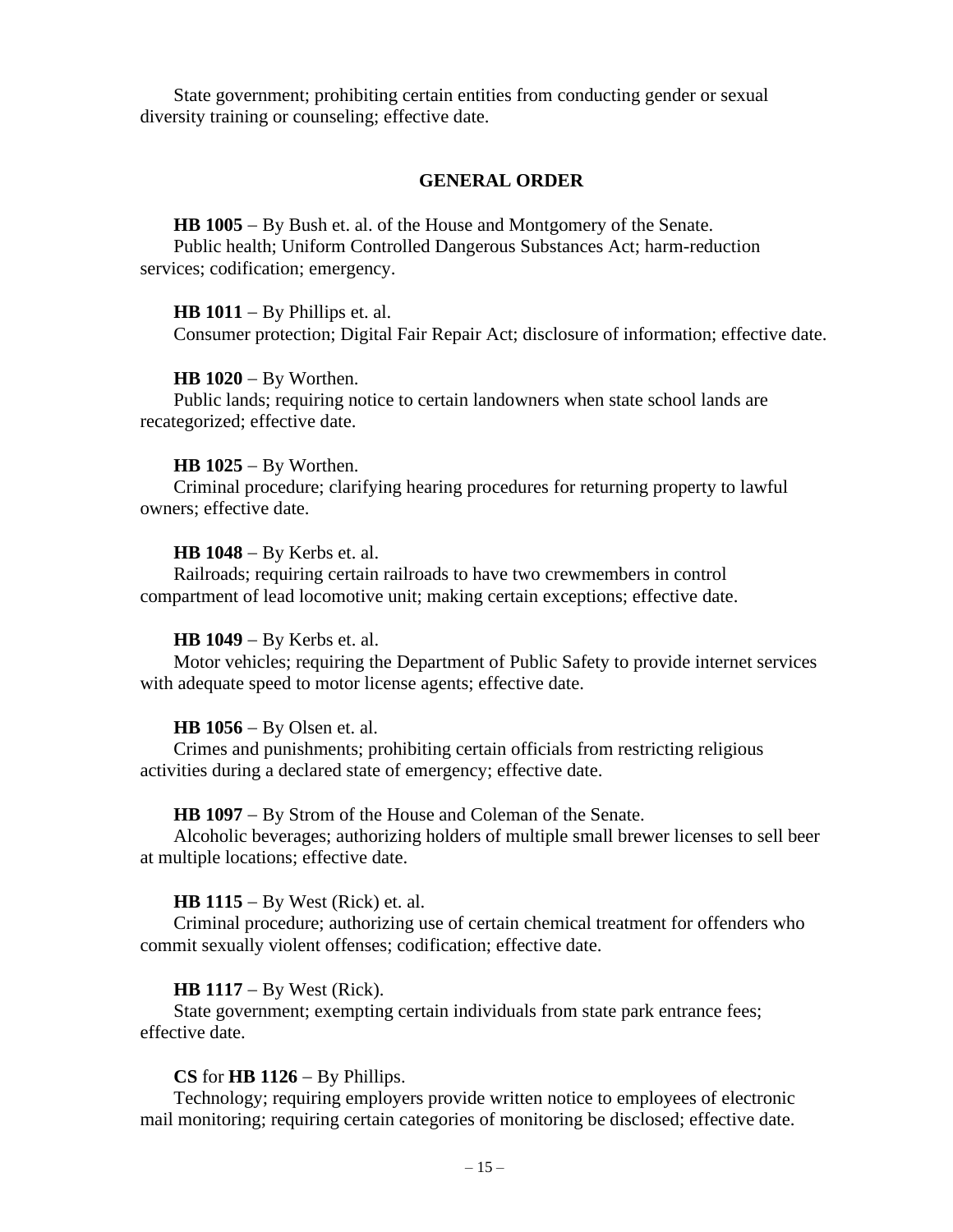State government; prohibiting certain entities from conducting gender or sexual diversity training or counseling; effective date.

## GENERAL ORDER

**HB 1005** – By Bush et. al. of the House and Montgomery of the Senate.
Public health; Uniform Controlled Dangerous Substances Act; harm-reduction services; codification; emergency.

**HB 1011** – By Phillips et. al.
Consumer protection; Digital Fair Repair Act; disclosure of information; effective date.

**HB 1020** – By Worthen.
Public lands; requiring notice to certain landowners when state school lands are recategorized; effective date.

**HB 1025** – By Worthen.
Criminal procedure; clarifying hearing procedures for returning property to lawful owners; effective date.

**HB 1048** – By Kerbs et. al.
Railroads; requiring certain railroads to have two crewmembers in control compartment of lead locomotive unit; making certain exceptions; effective date.

**HB 1049** – By Kerbs et. al.
Motor vehicles; requiring the Department of Public Safety to provide internet services with adequate speed to motor license agents; effective date.

**HB 1056** – By Olsen et. al.
Crimes and punishments; prohibiting certain officials from restricting religious activities during a declared state of emergency; effective date.

**HB 1097** – By Strom of the House and Coleman of the Senate.
Alcoholic beverages; authorizing holders of multiple small brewer licenses to sell beer at multiple locations; effective date.

**HB 1115** – By West (Rick) et. al.
Criminal procedure; authorizing use of certain chemical treatment for offenders who commit sexually violent offenses; codification; effective date.

**HB 1117** – By West (Rick).
State government; exempting certain individuals from state park entrance fees; effective date.

**CS** for **HB 1126** – By Phillips.
Technology; requiring employers provide written notice to employees of electronic mail monitoring; requiring certain categories of monitoring be disclosed; effective date.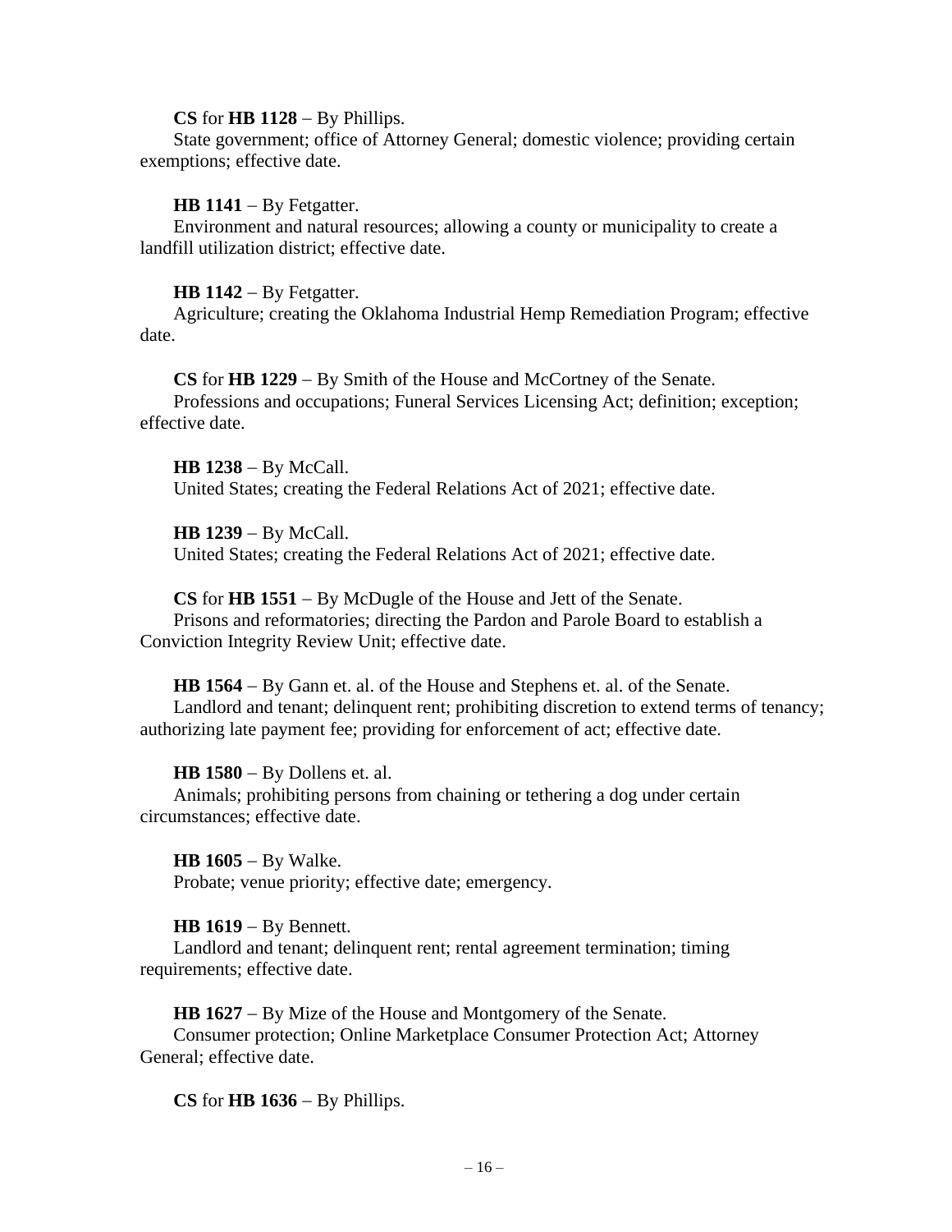**CS** for **HB 1128** – By Phillips.
State government; office of Attorney General; domestic violence; providing certain exemptions; effective date.

**HB 1141** – By Fetgatter.
Environment and natural resources; allowing a county or municipality to create a landfill utilization district; effective date.

**HB 1142** – By Fetgatter.
Agriculture; creating the Oklahoma Industrial Hemp Remediation Program; effective date.

**CS** for **HB 1229** – By Smith of the House and McCortney of the Senate.
Professions and occupations; Funeral Services Licensing Act; definition; exception; effective date.

**HB 1238** – By McCall.
United States; creating the Federal Relations Act of 2021; effective date.

**HB 1239** – By McCall.
United States; creating the Federal Relations Act of 2021; effective date.

**CS** for **HB 1551** – By McDugle of the House and Jett of the Senate.
Prisons and reformatories; directing the Pardon and Parole Board to establish a Conviction Integrity Review Unit; effective date.

**HB 1564** – By Gann et. al. of the House and Stephens et. al. of the Senate.
Landlord and tenant; delinquent rent; prohibiting discretion to extend terms of tenancy; authorizing late payment fee; providing for enforcement of act; effective date.

**HB 1580** – By Dollens et. al.
Animals; prohibiting persons from chaining or tethering a dog under certain circumstances; effective date.

**HB 1605** – By Walke.
Probate; venue priority; effective date; emergency.

**HB 1619** – By Bennett.
Landlord and tenant; delinquent rent; rental agreement termination; timing requirements; effective date.

**HB 1627** – By Mize of the House and Montgomery of the Senate.
Consumer protection; Online Marketplace Consumer Protection Act; Attorney General; effective date.

**CS** for **HB 1636** – By Phillips.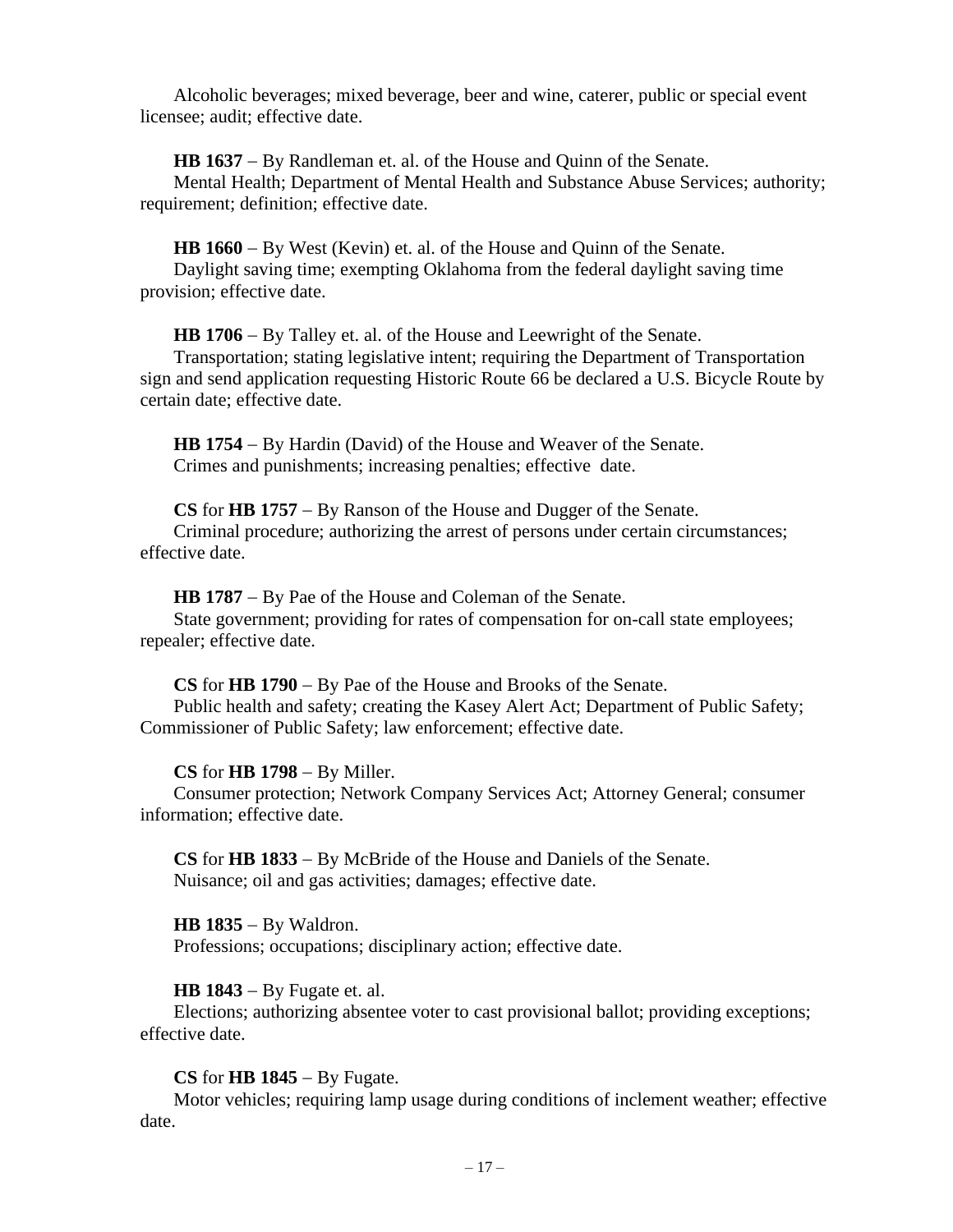Alcoholic beverages; mixed beverage, beer and wine, caterer, public or special event licensee; audit; effective date.

**HB 1637** – By Randleman et. al. of the House and Quinn of the Senate.
Mental Health; Department of Mental Health and Substance Abuse Services; authority; requirement; definition; effective date.

**HB 1660** – By West (Kevin) et. al. of the House and Quinn of the Senate.
Daylight saving time; exempting Oklahoma from the federal daylight saving time provision; effective date.

**HB 1706** – By Talley et. al. of the House and Leewright of the Senate.
Transportation; stating legislative intent; requiring the Department of Transportation sign and send application requesting Historic Route 66 be declared a U.S. Bicycle Route by certain date; effective date.

**HB 1754** – By Hardin (David) of the House and Weaver of the Senate.
Crimes and punishments; increasing penalties; effective date.

**CS** for **HB 1757** – By Ranson of the House and Dugger of the Senate.
Criminal procedure; authorizing the arrest of persons under certain circumstances; effective date.

**HB 1787** – By Pae of the House and Coleman of the Senate.
State government; providing for rates of compensation for on-call state employees; repealer; effective date.

**CS** for **HB 1790** – By Pae of the House and Brooks of the Senate.
Public health and safety; creating the Kasey Alert Act; Department of Public Safety; Commissioner of Public Safety; law enforcement; effective date.

**CS** for **HB 1798** – By Miller.
Consumer protection; Network Company Services Act; Attorney General; consumer information; effective date.

**CS** for **HB 1833** – By McBride of the House and Daniels of the Senate.
Nuisance; oil and gas activities; damages; effective date.

**HB 1835** – By Waldron.
Professions; occupations; disciplinary action; effective date.

**HB 1843** – By Fugate et. al.
Elections; authorizing absentee voter to cast provisional ballot; providing exceptions; effective date.

**CS** for **HB 1845** – By Fugate.
Motor vehicles; requiring lamp usage during conditions of inclement weather; effective date.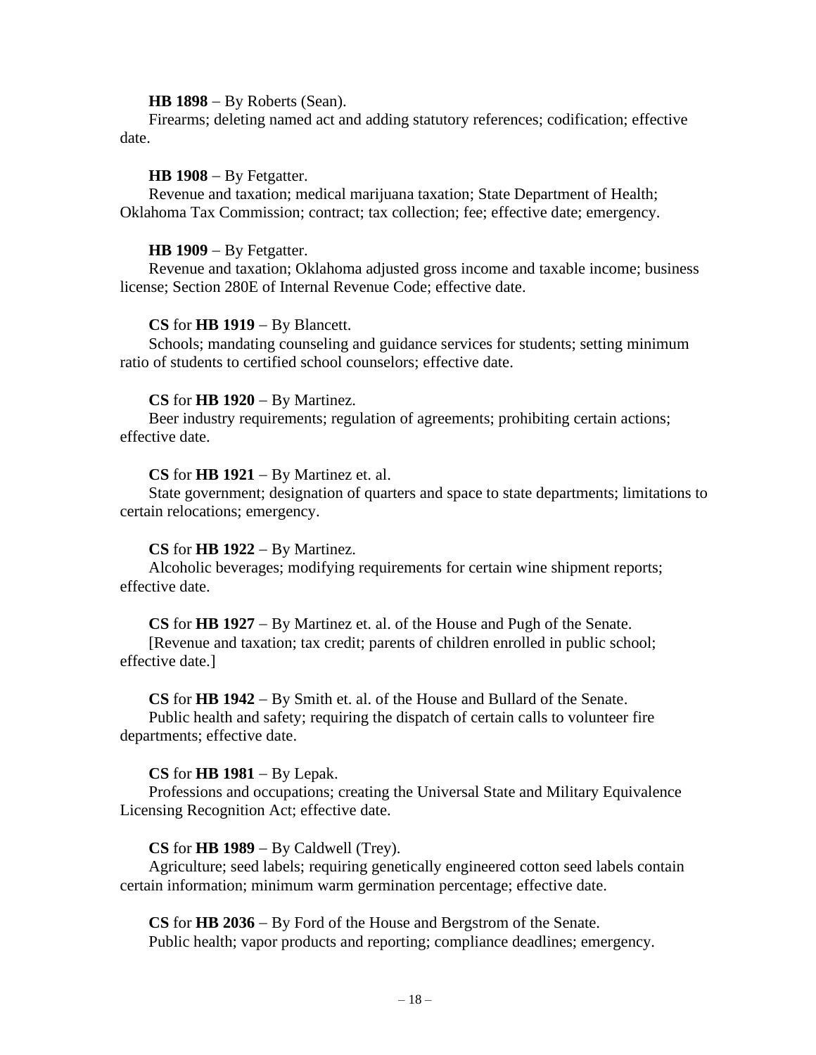**HB 1898** – By Roberts (Sean).
Firearms; deleting named act and adding statutory references; codification; effective date.

**HB 1908** – By Fetgatter.
Revenue and taxation; medical marijuana taxation; State Department of Health; Oklahoma Tax Commission; contract; tax collection; fee; effective date; emergency.

**HB 1909** – By Fetgatter.
Revenue and taxation; Oklahoma adjusted gross income and taxable income; business license; Section 280E of Internal Revenue Code; effective date.

**CS** for **HB 1919** – By Blancett.
Schools; mandating counseling and guidance services for students; setting minimum ratio of students to certified school counselors; effective date.

**CS** for **HB 1920** – By Martinez.
Beer industry requirements; regulation of agreements; prohibiting certain actions; effective date.

**CS** for **HB 1921** – By Martinez et. al.
State government; designation of quarters and space to state departments; limitations to certain relocations; emergency.

**CS** for **HB 1922** – By Martinez.
Alcoholic beverages; modifying requirements for certain wine shipment reports; effective date.

**CS** for **HB 1927** – By Martinez et. al. of the House and Pugh of the Senate.
[Revenue and taxation; tax credit; parents of children enrolled in public school; effective date.]

**CS** for **HB 1942** – By Smith et. al. of the House and Bullard of the Senate.
Public health and safety; requiring the dispatch of certain calls to volunteer fire departments; effective date.

**CS** for **HB 1981** – By Lepak.
Professions and occupations; creating the Universal State and Military Equivalence Licensing Recognition Act; effective date.

**CS** for **HB 1989** – By Caldwell (Trey).
Agriculture; seed labels; requiring genetically engineered cotton seed labels contain certain information; minimum warm germination percentage; effective date.

**CS** for **HB 2036** – By Ford of the House and Bergstrom of the Senate.
Public health; vapor products and reporting; compliance deadlines; emergency.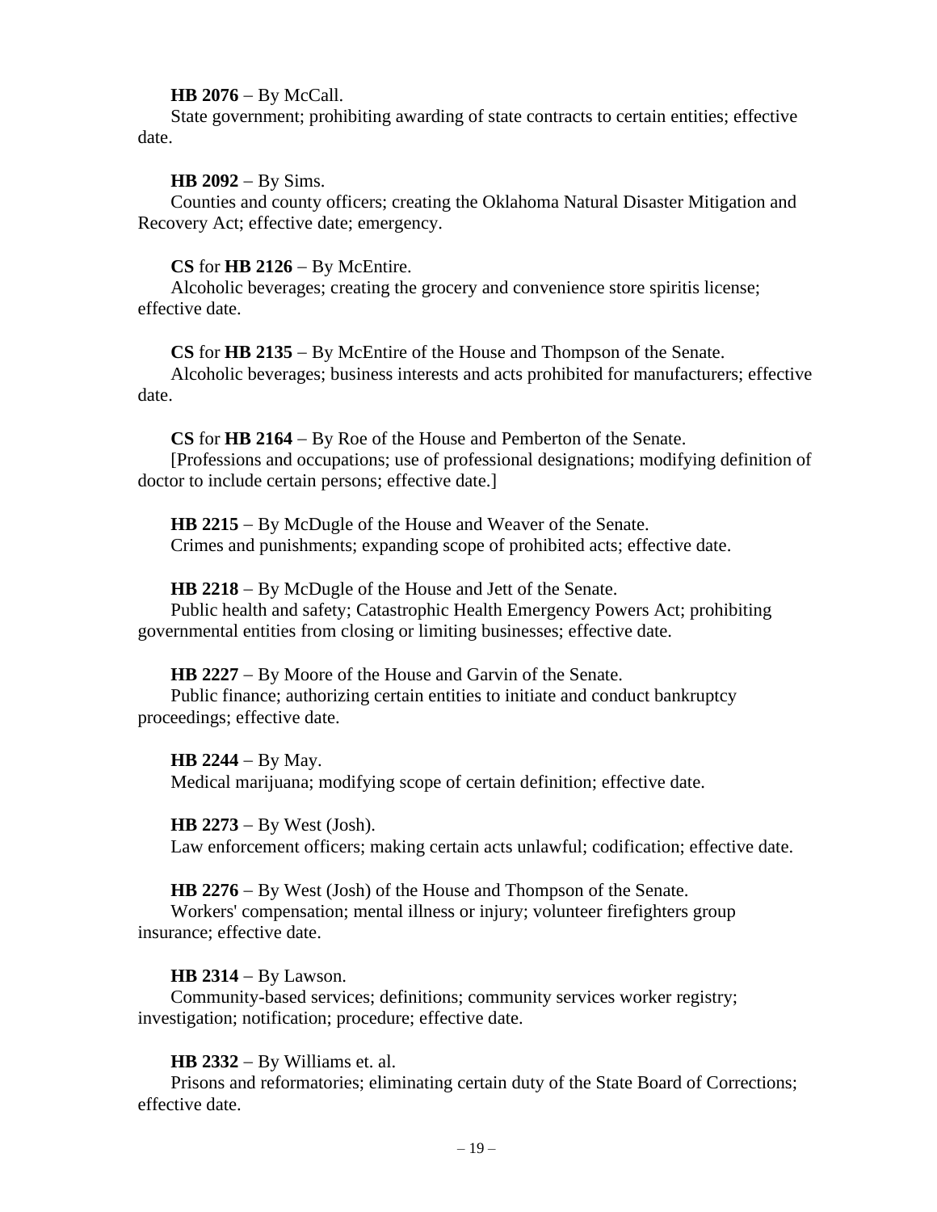**HB 2076** – By McCall.

State government; prohibiting awarding of state contracts to certain entities; effective date.

**HB 2092** – By Sims.

Counties and county officers; creating the Oklahoma Natural Disaster Mitigation and Recovery Act; effective date; emergency.

**CS** for **HB 2126** – By McEntire.

Alcoholic beverages; creating the grocery and convenience store spiritis license; effective date.

**CS** for **HB 2135** – By McEntire of the House and Thompson of the Senate.

Alcoholic beverages; business interests and acts prohibited for manufacturers; effective date.

**CS** for **HB 2164** – By Roe of the House and Pemberton of the Senate.

[Professions and occupations; use of professional designations; modifying definition of doctor to include certain persons; effective date.]

**HB 2215** – By McDugle of the House and Weaver of the Senate.

Crimes and punishments; expanding scope of prohibited acts; effective date.

**HB 2218** – By McDugle of the House and Jett of the Senate.

Public health and safety; Catastrophic Health Emergency Powers Act; prohibiting governmental entities from closing or limiting businesses; effective date.

**HB 2227** – By Moore of the House and Garvin of the Senate.

Public finance; authorizing certain entities to initiate and conduct bankruptcy proceedings; effective date.

**HB 2244** – By May.

Medical marijuana; modifying scope of certain definition; effective date.

**HB 2273** – By West (Josh).

Law enforcement officers; making certain acts unlawful; codification; effective date.

**HB 2276** – By West (Josh) of the House and Thompson of the Senate.

Workers' compensation; mental illness or injury; volunteer firefighters group insurance; effective date.

**HB 2314** – By Lawson.

Community-based services; definitions; community services worker registry; investigation; notification; procedure; effective date.

**HB 2332** – By Williams et. al.

Prisons and reformatories; eliminating certain duty of the State Board of Corrections; effective date.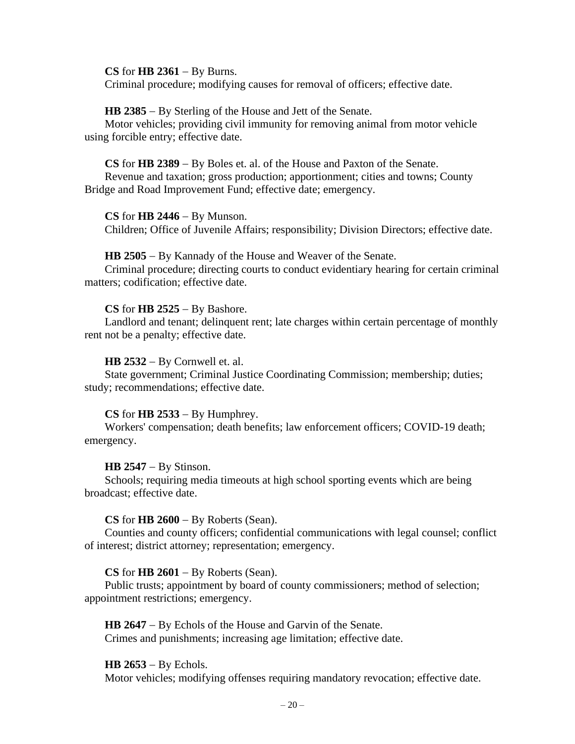**CS** for **HB 2361** – By Burns.
Criminal procedure; modifying causes for removal of officers; effective date.

**HB 2385** – By Sterling of the House and Jett of the Senate.
Motor vehicles; providing civil immunity for removing animal from motor vehicle using forcible entry; effective date.

**CS** for **HB 2389** – By Boles et. al. of the House and Paxton of the Senate.
Revenue and taxation; gross production; apportionment; cities and towns; County Bridge and Road Improvement Fund; effective date; emergency.

**CS** for **HB 2446** – By Munson.
Children; Office of Juvenile Affairs; responsibility; Division Directors; effective date.

**HB 2505** – By Kannady of the House and Weaver of the Senate.
Criminal procedure; directing courts to conduct evidentiary hearing for certain criminal matters; codification; effective date.

**CS** for **HB 2525** – By Bashore.
Landlord and tenant; delinquent rent; late charges within certain percentage of monthly rent not be a penalty; effective date.

**HB 2532** – By Cornwell et. al.
State government; Criminal Justice Coordinating Commission; membership; duties; study; recommendations; effective date.

**CS** for **HB 2533** – By Humphrey.
Workers' compensation; death benefits; law enforcement officers; COVID-19 death; emergency.

**HB 2547** – By Stinson.
Schools; requiring media timeouts at high school sporting events which are being broadcast; effective date.

**CS** for **HB 2600** – By Roberts (Sean).
Counties and county officers; confidential communications with legal counsel; conflict of interest; district attorney; representation; emergency.

**CS** for **HB 2601** – By Roberts (Sean).
Public trusts; appointment by board of county commissioners; method of selection; appointment restrictions; emergency.

**HB 2647** – By Echols of the House and Garvin of the Senate.
Crimes and punishments; increasing age limitation; effective date.

**HB 2653** – By Echols.
Motor vehicles; modifying offenses requiring mandatory revocation; effective date.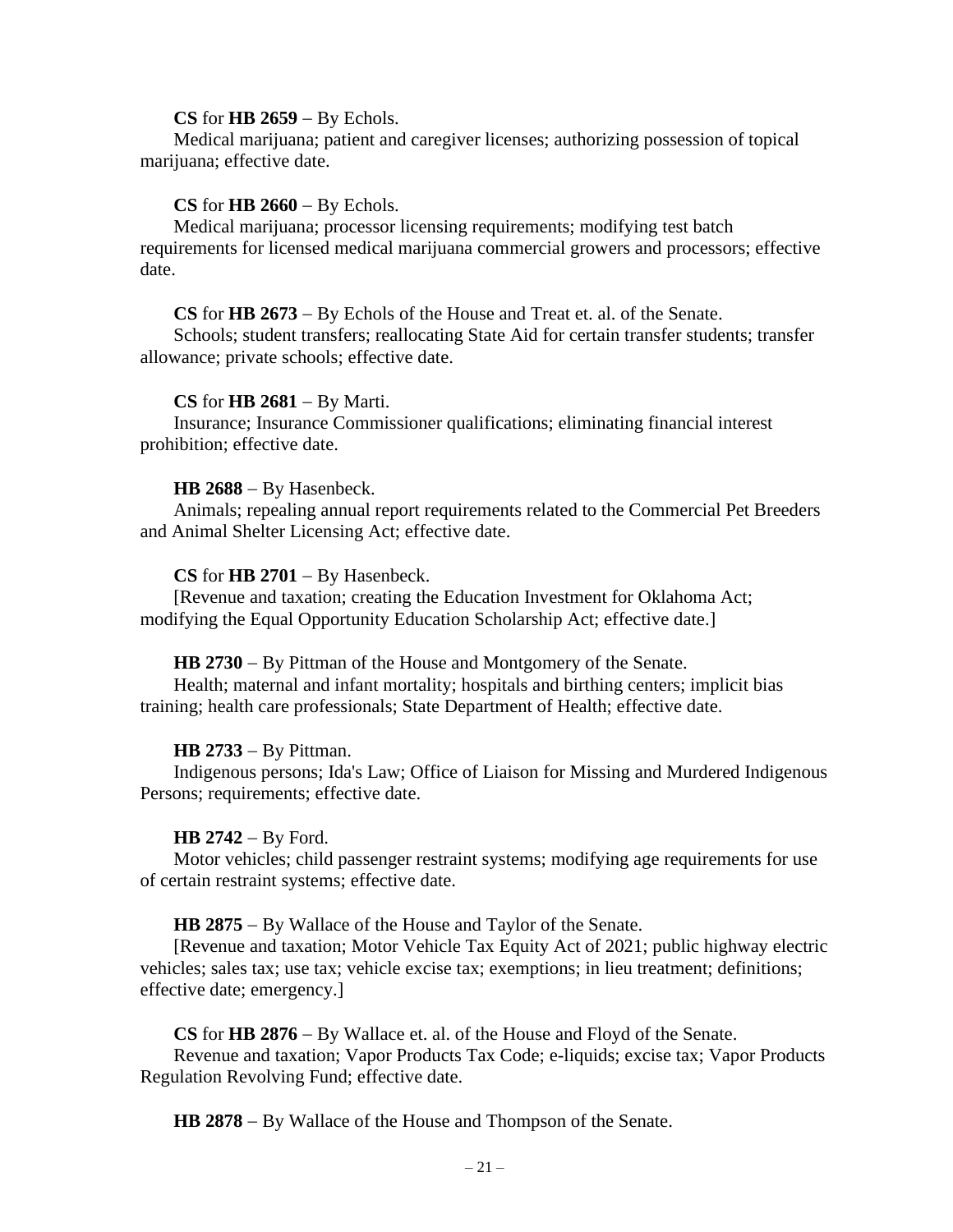**CS** for **HB 2659** – By Echols.
Medical marijuana; patient and caregiver licenses; authorizing possession of topical marijuana; effective date.

**CS** for **HB 2660** – By Echols.
Medical marijuana; processor licensing requirements; modifying test batch requirements for licensed medical marijuana commercial growers and processors; effective date.

**CS** for **HB 2673** – By Echols of the House and Treat et. al. of the Senate.
Schools; student transfers; reallocating State Aid for certain transfer students; transfer allowance; private schools; effective date.

**CS** for **HB 2681** – By Marti.
Insurance; Insurance Commissioner qualifications; eliminating financial interest prohibition; effective date.

**HB 2688** – By Hasenbeck.
Animals; repealing annual report requirements related to the Commercial Pet Breeders and Animal Shelter Licensing Act; effective date.

**CS** for **HB 2701** – By Hasenbeck.
[Revenue and taxation; creating the Education Investment for Oklahoma Act; modifying the Equal Opportunity Education Scholarship Act; effective date.]

**HB 2730** – By Pittman of the House and Montgomery of the Senate.
Health; maternal and infant mortality; hospitals and birthing centers; implicit bias training; health care professionals; State Department of Health; effective date.

**HB 2733** – By Pittman.
Indigenous persons; Ida's Law; Office of Liaison for Missing and Murdered Indigenous Persons; requirements; effective date.

**HB 2742** – By Ford.
Motor vehicles; child passenger restraint systems; modifying age requirements for use of certain restraint systems; effective date.

**HB 2875** – By Wallace of the House and Taylor of the Senate.
[Revenue and taxation; Motor Vehicle Tax Equity Act of 2021; public highway electric vehicles; sales tax; use tax; vehicle excise tax; exemptions; in lieu treatment; definitions; effective date; emergency.]

**CS** for **HB 2876** – By Wallace et. al. of the House and Floyd of the Senate.
Revenue and taxation; Vapor Products Tax Code; e-liquids; excise tax; Vapor Products Regulation Revolving Fund; effective date.

**HB 2878** – By Wallace of the House and Thompson of the Senate.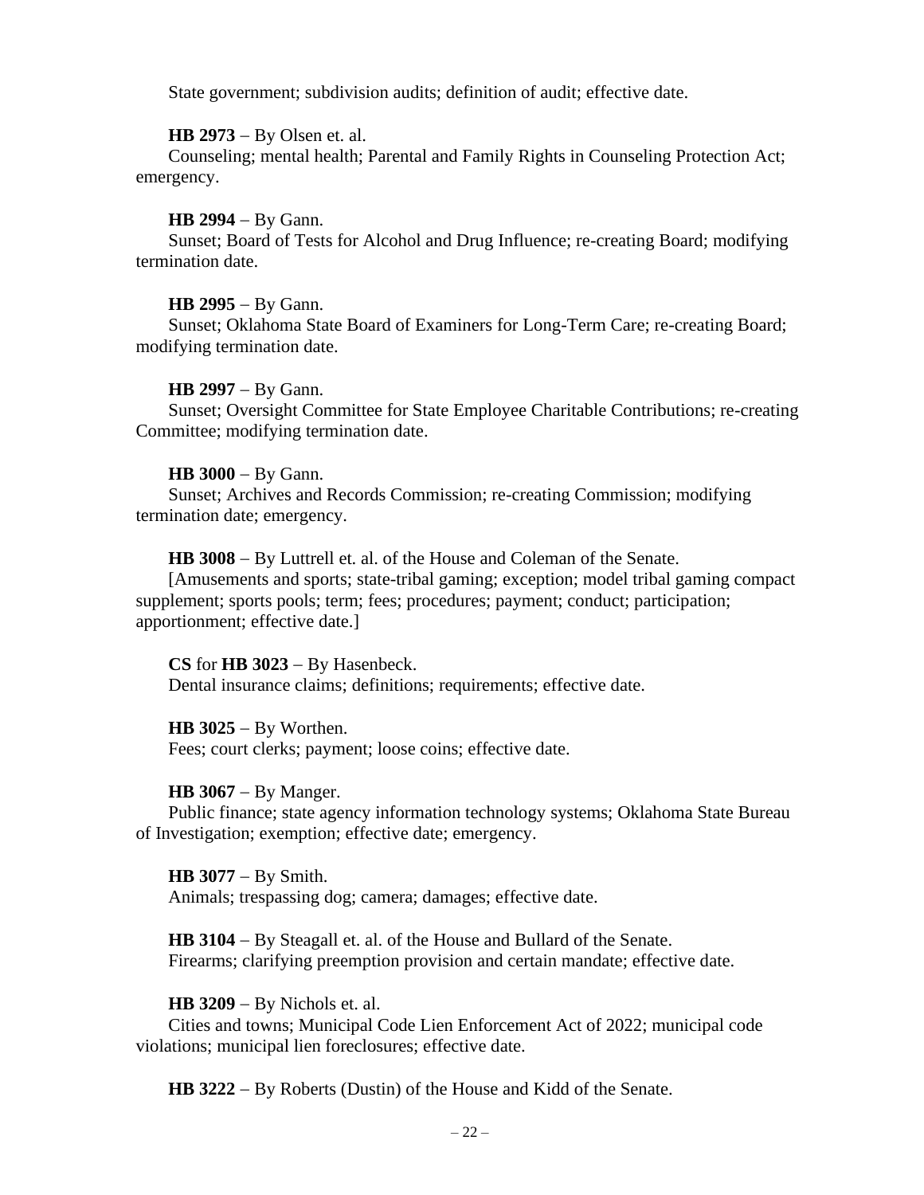State government; subdivision audits; definition of audit; effective date.

**HB 2973** – By Olsen et. al.

Counseling; mental health; Parental and Family Rights in Counseling Protection Act; emergency.

**HB 2994** – By Gann.

Sunset; Board of Tests for Alcohol and Drug Influence; re-creating Board; modifying termination date.

**HB 2995** – By Gann.

Sunset; Oklahoma State Board of Examiners for Long-Term Care; re-creating Board; modifying termination date.

**HB 2997** – By Gann.

Sunset; Oversight Committee for State Employee Charitable Contributions; re-creating Committee; modifying termination date.

**HB 3000** – By Gann.

Sunset; Archives and Records Commission; re-creating Commission; modifying termination date; emergency.

**HB 3008** – By Luttrell et. al. of the House and Coleman of the Senate.

[Amusements and sports; state-tribal gaming; exception; model tribal gaming compact supplement; sports pools; term; fees; procedures; payment; conduct; participation; apportionment; effective date.]

**CS** for **HB 3023** – By Hasenbeck.

Dental insurance claims; definitions; requirements; effective date.

**HB 3025** – By Worthen.

Fees; court clerks; payment; loose coins; effective date.

**HB 3067** – By Manger.

Public finance; state agency information technology systems; Oklahoma State Bureau of Investigation; exemption; effective date; emergency.

**HB 3077** – By Smith.

Animals; trespassing dog; camera; damages; effective date.

**HB 3104** – By Steagall et. al. of the House and Bullard of the Senate.

Firearms; clarifying preemption provision and certain mandate; effective date.

**HB 3209** – By Nichols et. al.

Cities and towns; Municipal Code Lien Enforcement Act of 2022; municipal code violations; municipal lien foreclosures; effective date.

**HB 3222** – By Roberts (Dustin) of the House and Kidd of the Senate.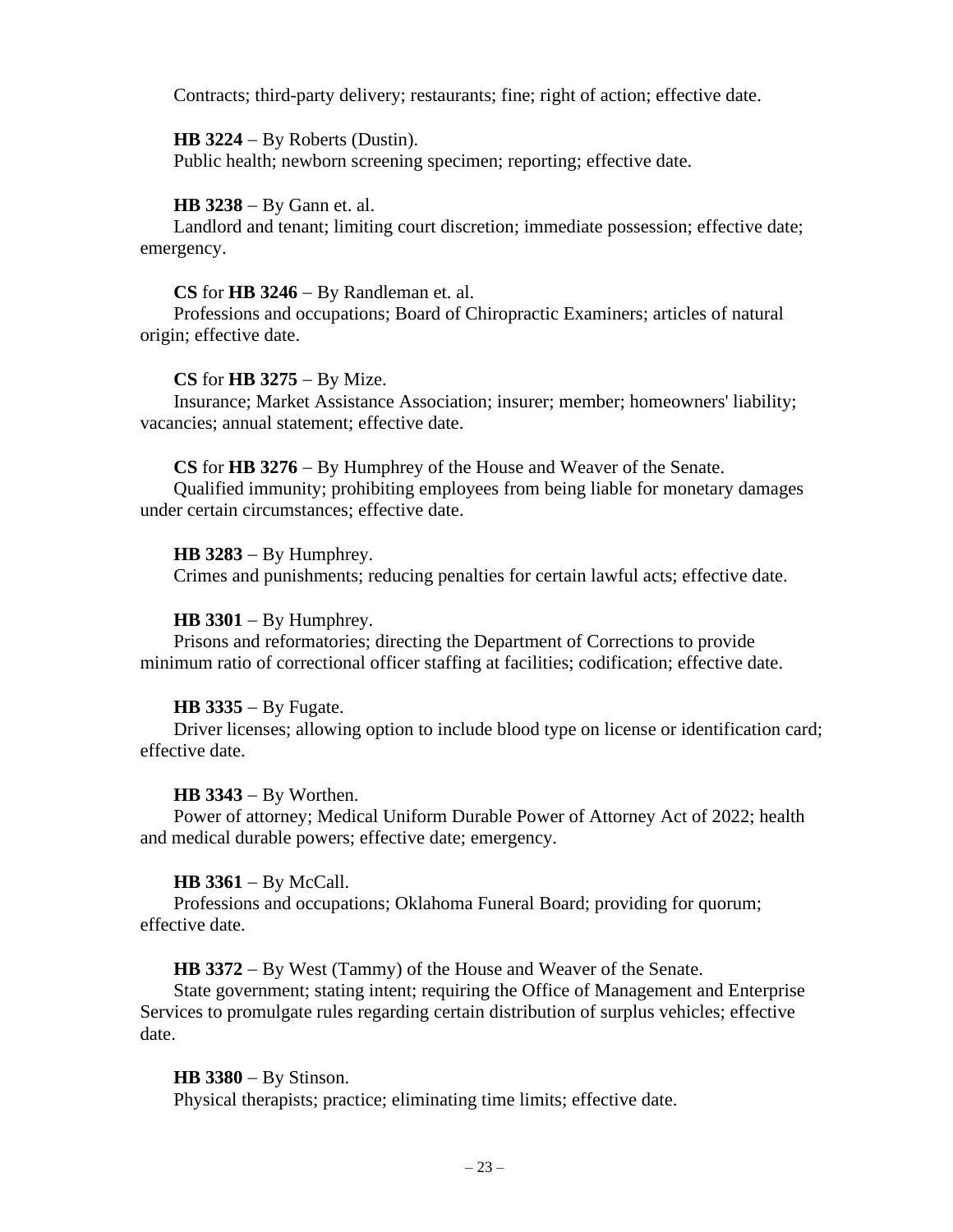Contracts; third-party delivery; restaurants; fine; right of action; effective date.

**HB 3224** – By Roberts (Dustin).
Public health; newborn screening specimen; reporting; effective date.

**HB 3238** – By Gann et. al.
Landlord and tenant; limiting court discretion; immediate possession; effective date; emergency.

**CS** for **HB 3246** – By Randleman et. al.
Professions and occupations; Board of Chiropractic Examiners; articles of natural origin; effective date.

**CS** for **HB 3275** – By Mize.
Insurance; Market Assistance Association; insurer; member; homeowners' liability; vacancies; annual statement; effective date.

**CS** for **HB 3276** – By Humphrey of the House and Weaver of the Senate.
Qualified immunity; prohibiting employees from being liable for monetary damages under certain circumstances; effective date.

**HB 3283** – By Humphrey.
Crimes and punishments; reducing penalties for certain lawful acts; effective date.

**HB 3301** – By Humphrey.
Prisons and reformatories; directing the Department of Corrections to provide minimum ratio of correctional officer staffing at facilities; codification; effective date.

**HB 3335** – By Fugate.
Driver licenses; allowing option to include blood type on license or identification card; effective date.

**HB 3343** – By Worthen.
Power of attorney; Medical Uniform Durable Power of Attorney Act of 2022; health and medical durable powers; effective date; emergency.

**HB 3361** – By McCall.
Professions and occupations; Oklahoma Funeral Board; providing for quorum; effective date.

**HB 3372** – By West (Tammy) of the House and Weaver of the Senate.
State government; stating intent; requiring the Office of Management and Enterprise Services to promulgate rules regarding certain distribution of surplus vehicles; effective date.

**HB 3380** – By Stinson.
Physical therapists; practice; eliminating time limits; effective date.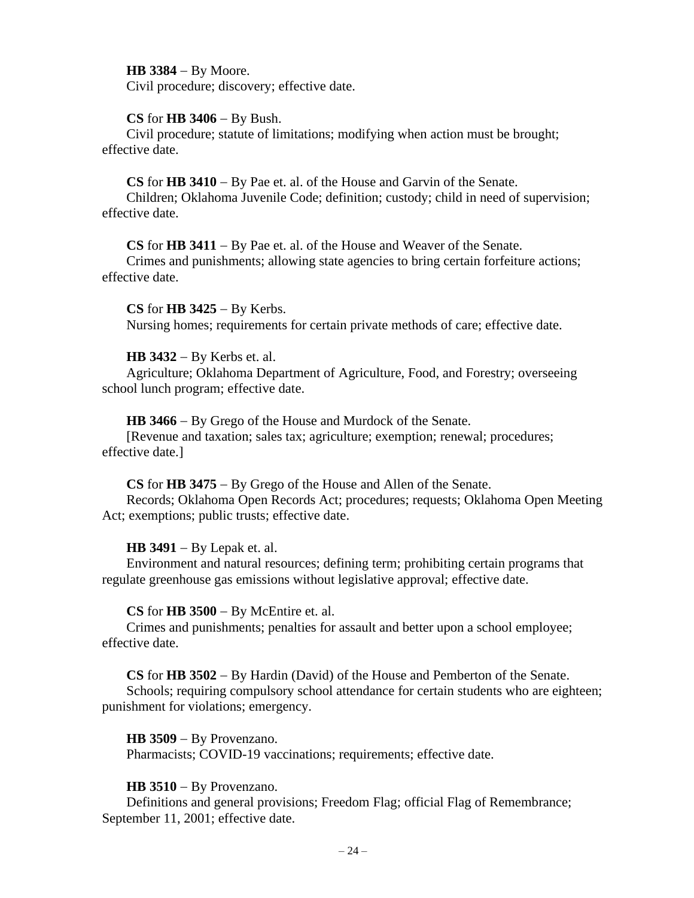**HB 3384** − By Moore.
Civil procedure; discovery; effective date.

**CS** for **HB 3406** − By Bush.
Civil procedure; statute of limitations; modifying when action must be brought; effective date.

**CS** for **HB 3410** − By Pae et. al. of the House and Garvin of the Senate.
Children; Oklahoma Juvenile Code; definition; custody; child in need of supervision; effective date.

**CS** for **HB 3411** − By Pae et. al. of the House and Weaver of the Senate.
Crimes and punishments; allowing state agencies to bring certain forfeiture actions; effective date.

**CS** for **HB 3425** − By Kerbs.
Nursing homes; requirements for certain private methods of care; effective date.

**HB 3432** − By Kerbs et. al.
Agriculture; Oklahoma Department of Agriculture, Food, and Forestry; overseeing school lunch program; effective date.

**HB 3466** − By Grego of the House and Murdock of the Senate.
[Revenue and taxation; sales tax; agriculture; exemption; renewal; procedures; effective date.]

**CS** for **HB 3475** − By Grego of the House and Allen of the Senate.
Records; Oklahoma Open Records Act; procedures; requests; Oklahoma Open Meeting Act; exemptions; public trusts; effective date.

**HB 3491** − By Lepak et. al.
Environment and natural resources; defining term; prohibiting certain programs that regulate greenhouse gas emissions without legislative approval; effective date.

**CS** for **HB 3500** − By McEntire et. al.
Crimes and punishments; penalties for assault and better upon a school employee; effective date.

**CS** for **HB 3502** − By Hardin (David) of the House and Pemberton of the Senate.
Schools; requiring compulsory school attendance for certain students who are eighteen; punishment for violations; emergency.

**HB 3509** − By Provenzano.
Pharmacists; COVID-19 vaccinations; requirements; effective date.

**HB 3510** − By Provenzano.
Definitions and general provisions; Freedom Flag; official Flag of Remembrance; September 11, 2001; effective date.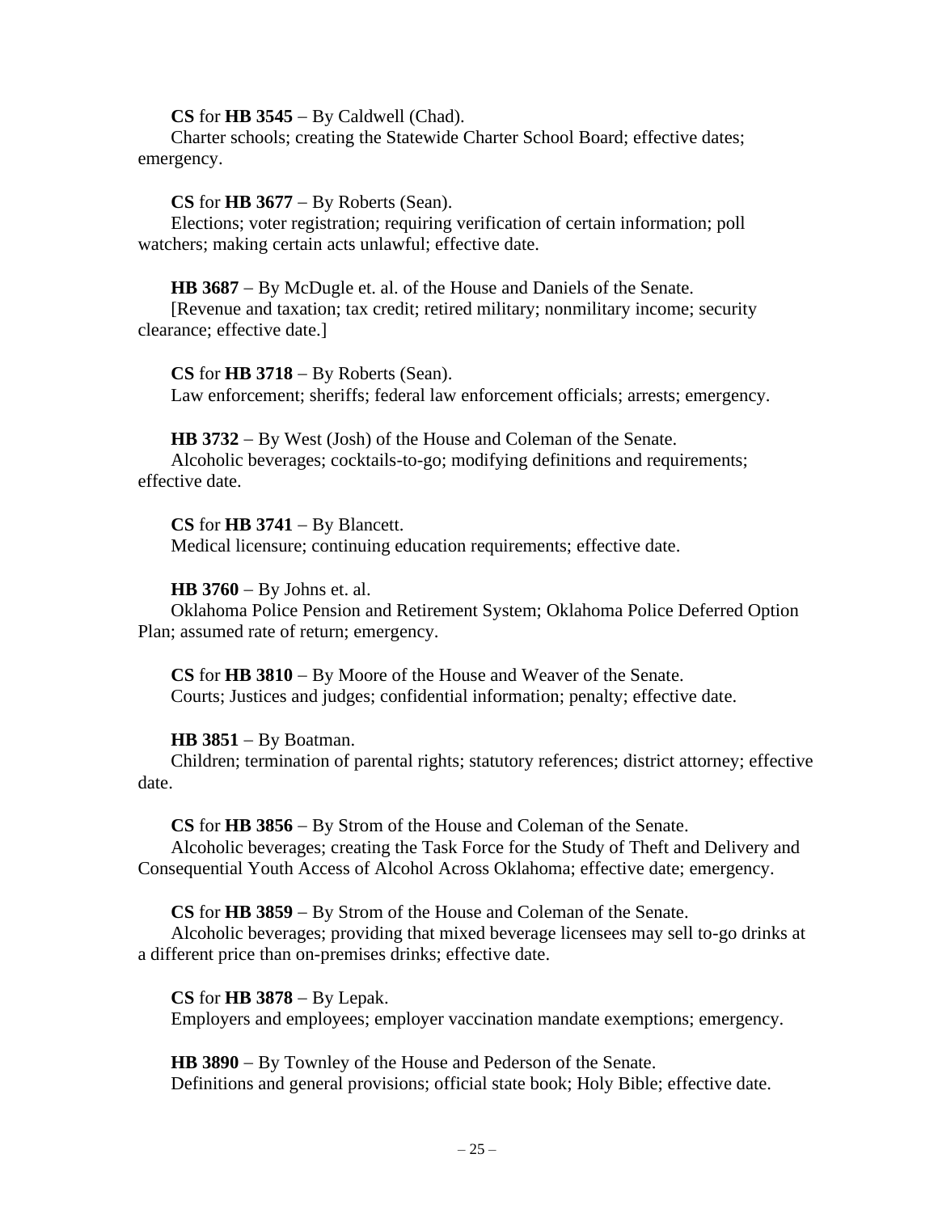**CS** for **HB 3545** – By Caldwell (Chad).

Charter schools; creating the Statewide Charter School Board; effective dates; emergency.

**CS** for **HB 3677** – By Roberts (Sean).

Elections; voter registration; requiring verification of certain information; poll watchers; making certain acts unlawful; effective date.

**HB 3687** – By McDugle et. al. of the House and Daniels of the Senate.

[Revenue and taxation; tax credit; retired military; nonmilitary income; security clearance; effective date.]

**CS** for **HB 3718** – By Roberts (Sean).

Law enforcement; sheriffs; federal law enforcement officials; arrests; emergency.

**HB 3732** – By West (Josh) of the House and Coleman of the Senate.

Alcoholic beverages; cocktails-to-go; modifying definitions and requirements; effective date.

**CS** for **HB 3741** – By Blancett.

Medical licensure; continuing education requirements; effective date.

**HB 3760** – By Johns et. al.

Oklahoma Police Pension and Retirement System; Oklahoma Police Deferred Option Plan; assumed rate of return; emergency.

**CS** for **HB 3810** – By Moore of the House and Weaver of the Senate.

Courts; Justices and judges; confidential information; penalty; effective date.

**HB 3851** – By Boatman.

Children; termination of parental rights; statutory references; district attorney; effective date.

**CS** for **HB 3856** – By Strom of the House and Coleman of the Senate.

Alcoholic beverages; creating the Task Force for the Study of Theft and Delivery and Consequential Youth Access of Alcohol Across Oklahoma; effective date; emergency.

**CS** for **HB 3859** – By Strom of the House and Coleman of the Senate.

Alcoholic beverages; providing that mixed beverage licensees may sell to-go drinks at a different price than on-premises drinks; effective date.

**CS** for **HB 3878** – By Lepak.

Employers and employees; employer vaccination mandate exemptions; emergency.

**HB 3890** – By Townley of the House and Pederson of the Senate.

Definitions and general provisions; official state book; Holy Bible; effective date.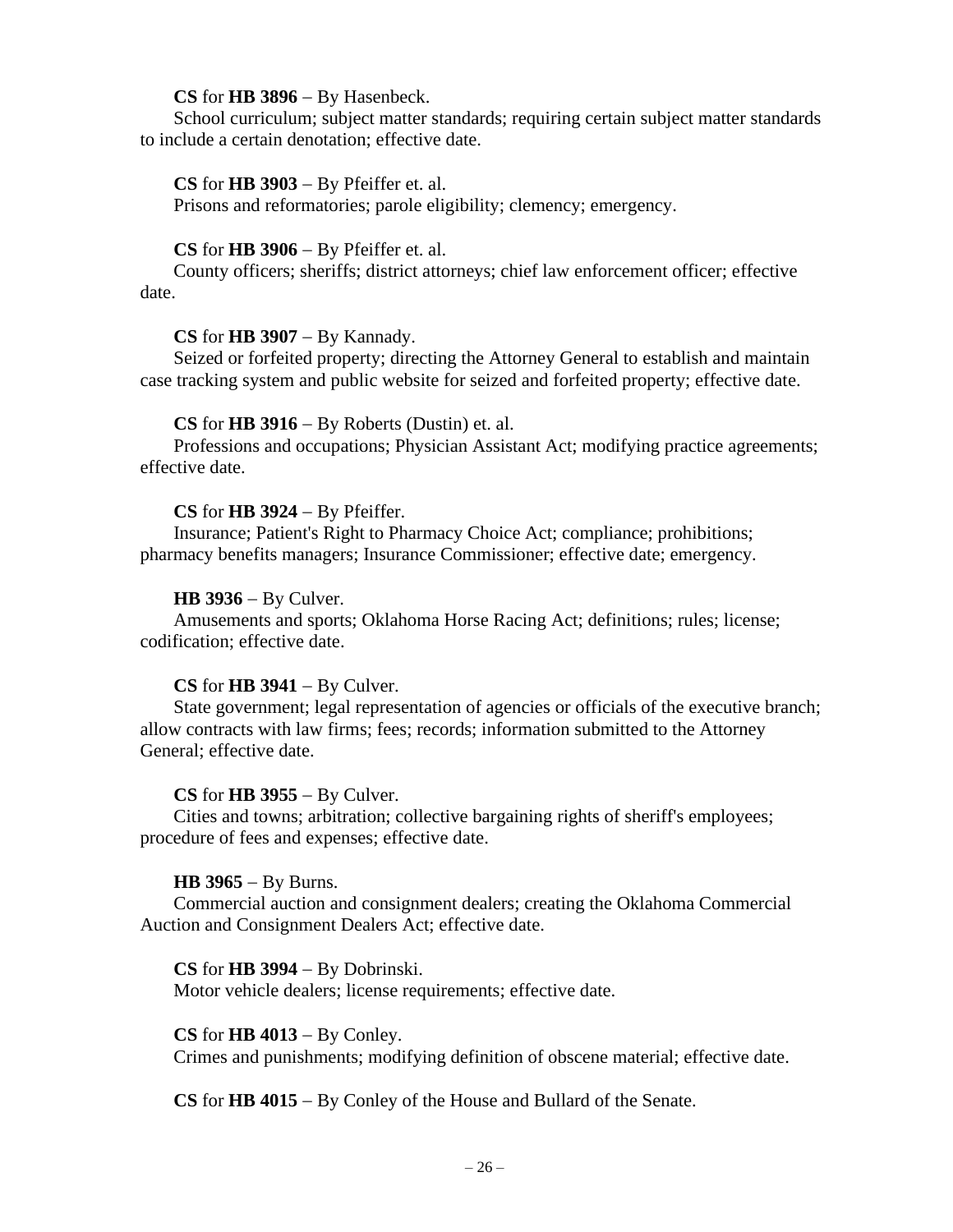**CS** for **HB 3896** – By Hasenbeck.
School curriculum; subject matter standards; requiring certain subject matter standards to include a certain denotation; effective date.

**CS** for **HB 3903** – By Pfeiffer et. al.
Prisons and reformatories; parole eligibility; clemency; emergency.

**CS** for **HB 3906** – By Pfeiffer et. al.
County officers; sheriffs; district attorneys; chief law enforcement officer; effective date.

**CS** for **HB 3907** – By Kannady.
Seized or forfeited property; directing the Attorney General to establish and maintain case tracking system and public website for seized and forfeited property; effective date.

**CS** for **HB 3916** – By Roberts (Dustin) et. al.
Professions and occupations; Physician Assistant Act; modifying practice agreements; effective date.

**CS** for **HB 3924** – By Pfeiffer.
Insurance; Patient's Right to Pharmacy Choice Act; compliance; prohibitions; pharmacy benefits managers; Insurance Commissioner; effective date; emergency.

**HB 3936** – By Culver.
Amusements and sports; Oklahoma Horse Racing Act; definitions; rules; license; codification; effective date.

**CS** for **HB 3941** – By Culver.
State government; legal representation of agencies or officials of the executive branch; allow contracts with law firms; fees; records; information submitted to the Attorney General; effective date.

**CS** for **HB 3955** – By Culver.
Cities and towns; arbitration; collective bargaining rights of sheriff's employees; procedure of fees and expenses; effective date.

**HB 3965** – By Burns.
Commercial auction and consignment dealers; creating the Oklahoma Commercial Auction and Consignment Dealers Act; effective date.

**CS** for **HB 3994** – By Dobrinski.
Motor vehicle dealers; license requirements; effective date.

**CS** for **HB 4013** – By Conley.
Crimes and punishments; modifying definition of obscene material; effective date.

**CS** for **HB 4015** – By Conley of the House and Bullard of the Senate.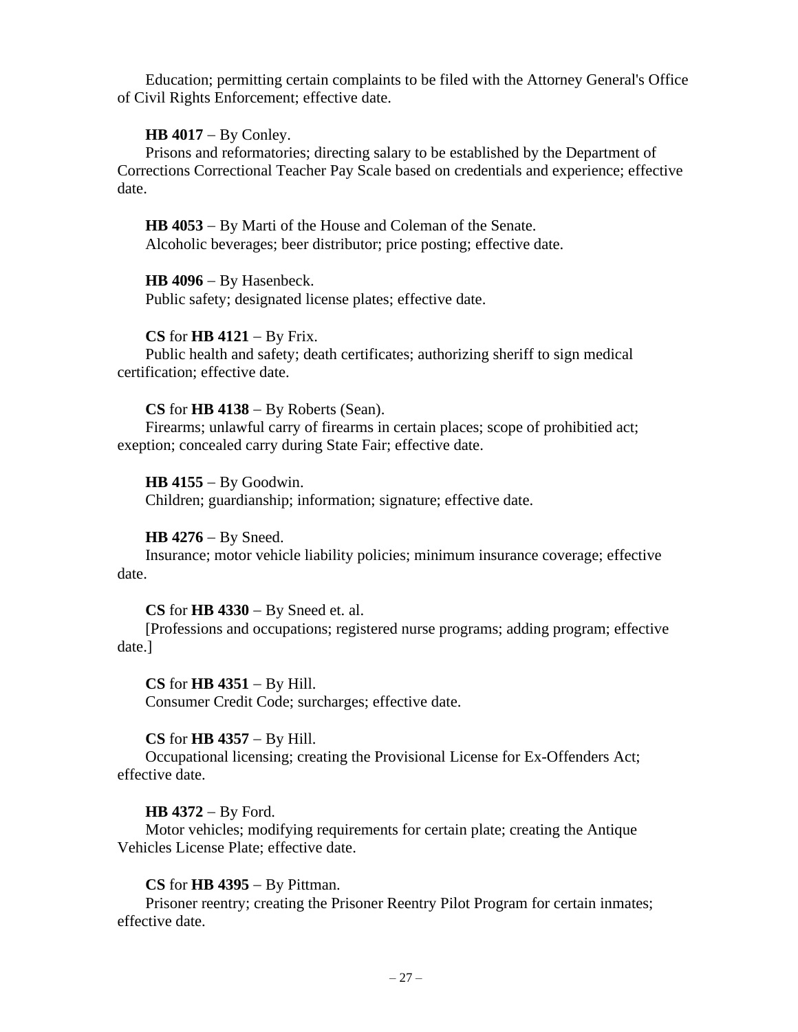Education; permitting certain complaints to be filed with the Attorney General's Office of Civil Rights Enforcement; effective date.

**HB 4017** – By Conley.
Prisons and reformatories; directing salary to be established by the Department of Corrections Correctional Teacher Pay Scale based on credentials and experience; effective date.

**HB 4053** – By Marti of the House and Coleman of the Senate.
Alcoholic beverages; beer distributor; price posting; effective date.

**HB 4096** – By Hasenbeck.
Public safety; designated license plates; effective date.

**CS** for **HB 4121** – By Frix.
Public health and safety; death certificates; authorizing sheriff to sign medical certification; effective date.

**CS** for **HB 4138** – By Roberts (Sean).
Firearms; unlawful carry of firearms in certain places; scope of prohibitied act; exeption; concealed carry during State Fair; effective date.

**HB 4155** – By Goodwin.
Children; guardianship; information; signature; effective date.

**HB 4276** – By Sneed.
Insurance; motor vehicle liability policies; minimum insurance coverage; effective date.

**CS** for **HB 4330** – By Sneed et. al.
[Professions and occupations; registered nurse programs; adding program; effective date.]

**CS** for **HB 4351** – By Hill.
Consumer Credit Code; surcharges; effective date.

**CS** for **HB 4357** – By Hill.
Occupational licensing; creating the Provisional License for Ex-Offenders Act; effective date.

**HB 4372** – By Ford.
Motor vehicles; modifying requirements for certain plate; creating the Antique Vehicles License Plate; effective date.

**CS** for **HB 4395** – By Pittman.
Prisoner reentry; creating the Prisoner Reentry Pilot Program for certain inmates; effective date.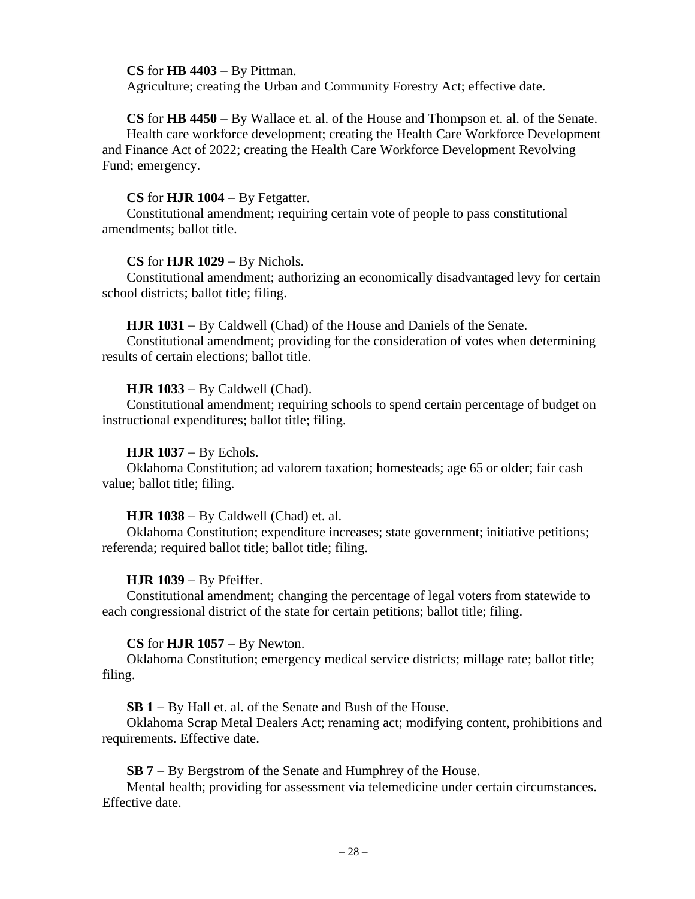**CS** for **HB 4403** – By Pittman.
Agriculture; creating the Urban and Community Forestry Act; effective date.

**CS** for **HB 4450** – By Wallace et. al. of the House and Thompson et. al. of the Senate.
Health care workforce development; creating the Health Care Workforce Development and Finance Act of 2022; creating the Health Care Workforce Development Revolving Fund; emergency.

**CS** for **HJR 1004** – By Fetgatter.
Constitutional amendment; requiring certain vote of people to pass constitutional amendments; ballot title.

**CS** for **HJR 1029** – By Nichols.
Constitutional amendment; authorizing an economically disadvantaged levy for certain school districts; ballot title; filing.

**HJR 1031** – By Caldwell (Chad) of the House and Daniels of the Senate.
Constitutional amendment; providing for the consideration of votes when determining results of certain elections; ballot title.

**HJR 1033** – By Caldwell (Chad).
Constitutional amendment; requiring schools to spend certain percentage of budget on instructional expenditures; ballot title; filing.

**HJR 1037** – By Echols.
Oklahoma Constitution; ad valorem taxation; homesteads; age 65 or older; fair cash value; ballot title; filing.

**HJR 1038** – By Caldwell (Chad) et. al.
Oklahoma Constitution; expenditure increases; state government; initiative petitions; referenda; required ballot title; ballot title; filing.

**HJR 1039** – By Pfeiffer.
Constitutional amendment; changing the percentage of legal voters from statewide to each congressional district of the state for certain petitions; ballot title; filing.

**CS** for **HJR 1057** – By Newton.
Oklahoma Constitution; emergency medical service districts; millage rate; ballot title; filing.

**SB 1** – By Hall et. al. of the Senate and Bush of the House.
Oklahoma Scrap Metal Dealers Act; renaming act; modifying content, prohibitions and requirements. Effective date.

**SB 7** – By Bergstrom of the Senate and Humphrey of the House.
Mental health; providing for assessment via telemedicine under certain circumstances. Effective date.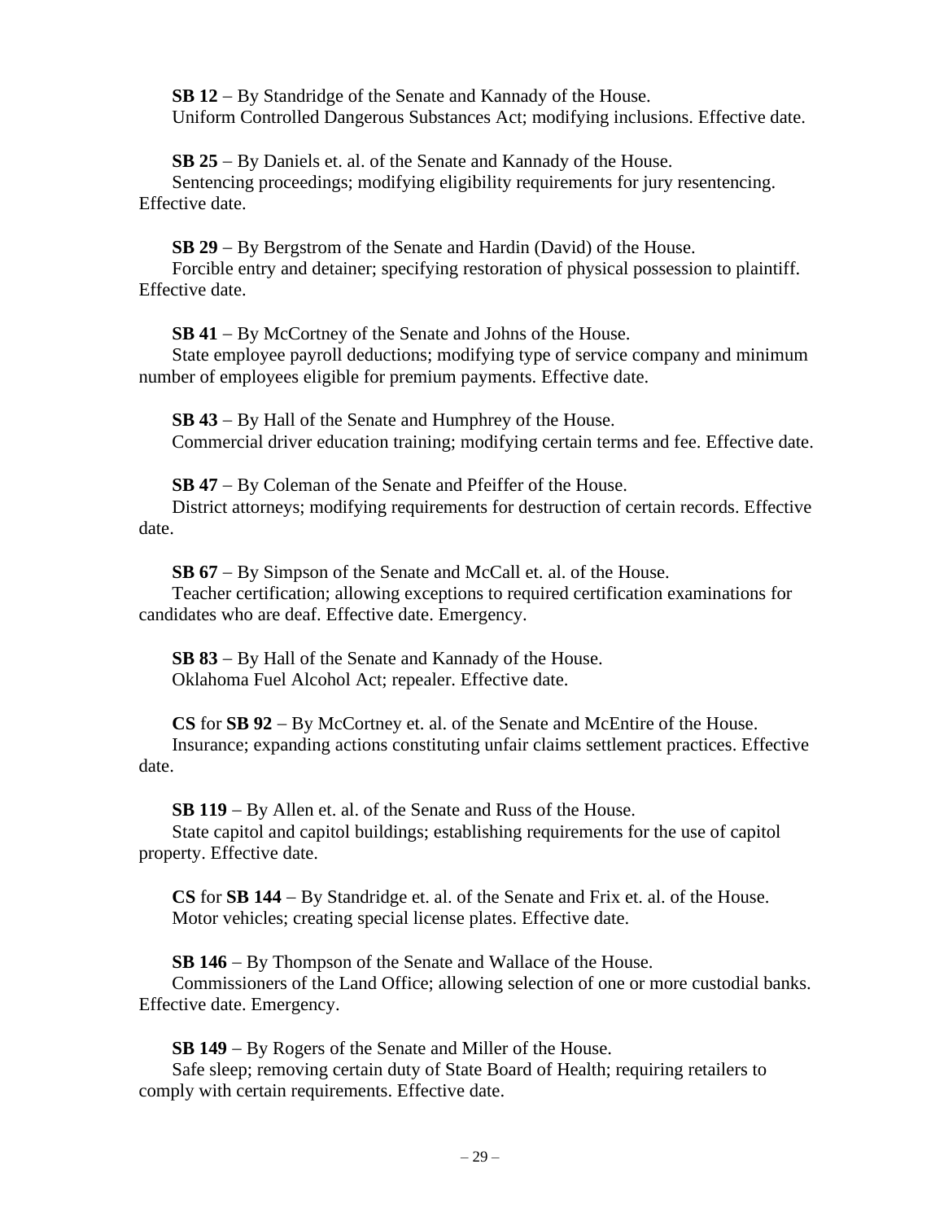**SB 12** – By Standridge of the Senate and Kannady of the House.
Uniform Controlled Dangerous Substances Act; modifying inclusions. Effective date.

**SB 25** – By Daniels et. al. of the Senate and Kannady of the House.
Sentencing proceedings; modifying eligibility requirements for jury resentencing. Effective date.

**SB 29** – By Bergstrom of the Senate and Hardin (David) of the House.
Forcible entry and detainer; specifying restoration of physical possession to plaintiff. Effective date.

**SB 41** – By McCortney of the Senate and Johns of the House.
State employee payroll deductions; modifying type of service company and minimum number of employees eligible for premium payments. Effective date.

**SB 43** – By Hall of the Senate and Humphrey of the House.
Commercial driver education training; modifying certain terms and fee. Effective date.

**SB 47** – By Coleman of the Senate and Pfeiffer of the House.
District attorneys; modifying requirements for destruction of certain records. Effective date.

**SB 67** – By Simpson of the Senate and McCall et. al. of the House.
Teacher certification; allowing exceptions to required certification examinations for candidates who are deaf. Effective date. Emergency.

**SB 83** – By Hall of the Senate and Kannady of the House.
Oklahoma Fuel Alcohol Act; repealer. Effective date.

**CS** for **SB 92** – By McCortney et. al. of the Senate and McEntire of the House.
Insurance; expanding actions constituting unfair claims settlement practices. Effective date.

**SB 119** – By Allen et. al. of the Senate and Russ of the House.
State capitol and capitol buildings; establishing requirements for the use of capitol property. Effective date.

**CS** for **SB 144** – By Standridge et. al. of the Senate and Frix et. al. of the House.
Motor vehicles; creating special license plates. Effective date.

**SB 146** – By Thompson of the Senate and Wallace of the House.
Commissioners of the Land Office; allowing selection of one or more custodial banks. Effective date. Emergency.

**SB 149** – By Rogers of the Senate and Miller of the House.
Safe sleep; removing certain duty of State Board of Health; requiring retailers to comply with certain requirements. Effective date.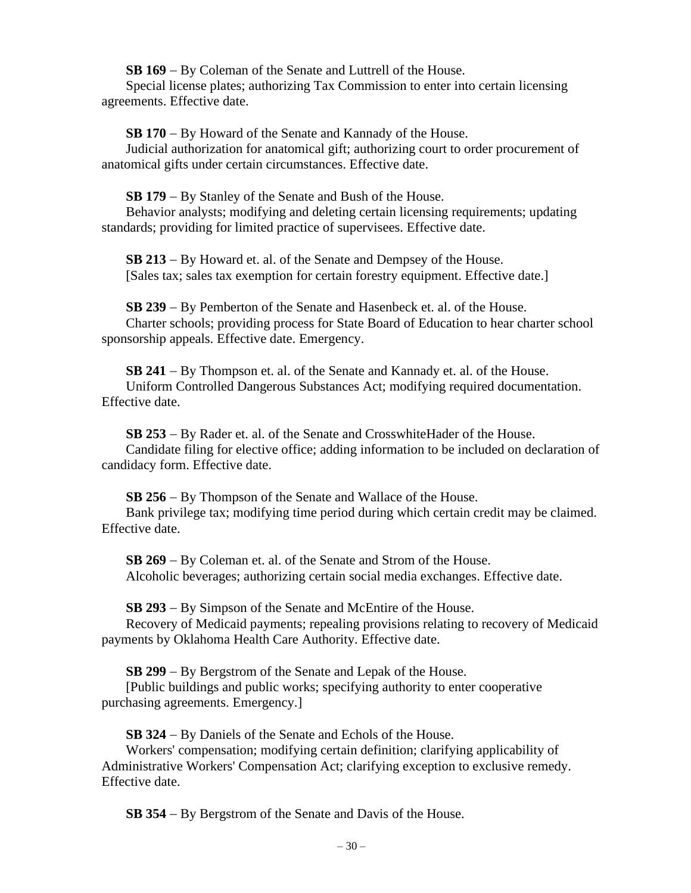**SB 169** – By Coleman of the Senate and Luttrell of the House.
Special license plates; authorizing Tax Commission to enter into certain licensing agreements. Effective date.

**SB 170** – By Howard of the Senate and Kannady of the House.
Judicial authorization for anatomical gift; authorizing court to order procurement of anatomical gifts under certain circumstances. Effective date.

**SB 179** – By Stanley of the Senate and Bush of the House.
Behavior analysts; modifying and deleting certain licensing requirements; updating standards; providing for limited practice of supervisees. Effective date.

**SB 213** – By Howard et. al. of the Senate and Dempsey of the House.
[Sales tax; sales tax exemption for certain forestry equipment. Effective date.]

**SB 239** – By Pemberton of the Senate and Hasenbeck et. al. of the House.
Charter schools; providing process for State Board of Education to hear charter school sponsorship appeals. Effective date. Emergency.

**SB 241** – By Thompson et. al. of the Senate and Kannady et. al. of the House.
Uniform Controlled Dangerous Substances Act; modifying required documentation. Effective date.

**SB 253** – By Rader et. al. of the Senate and CrosswhiteHader of the House.
Candidate filing for elective office; adding information to be included on declaration of candidacy form. Effective date.

**SB 256** – By Thompson of the Senate and Wallace of the House.
Bank privilege tax; modifying time period during which certain credit may be claimed. Effective date.

**SB 269** – By Coleman et. al. of the Senate and Strom of the House.
Alcoholic beverages; authorizing certain social media exchanges. Effective date.

**SB 293** – By Simpson of the Senate and McEntire of the House.
Recovery of Medicaid payments; repealing provisions relating to recovery of Medicaid payments by Oklahoma Health Care Authority. Effective date.

**SB 299** – By Bergstrom of the Senate and Lepak of the House.
[Public buildings and public works; specifying authority to enter cooperative purchasing agreements. Emergency.]

**SB 324** – By Daniels of the Senate and Echols of the House.
Workers' compensation; modifying certain definition; clarifying applicability of Administrative Workers' Compensation Act; clarifying exception to exclusive remedy. Effective date.

**SB 354** – By Bergstrom of the Senate and Davis of the House.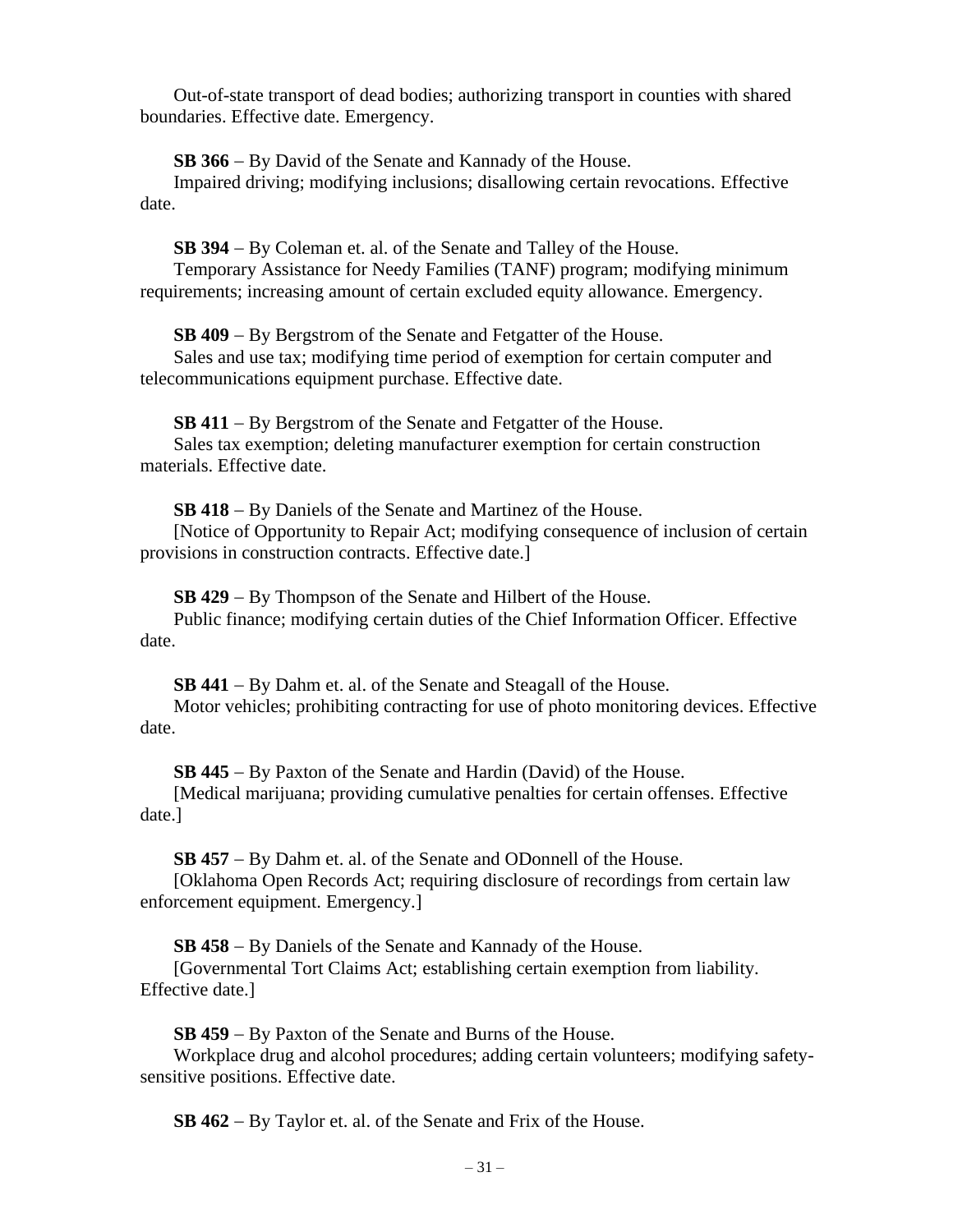Out-of-state transport of dead bodies; authorizing transport in counties with shared boundaries. Effective date. Emergency.

**SB 366** – By David of the Senate and Kannady of the House.
Impaired driving; modifying inclusions; disallowing certain revocations. Effective date.

**SB 394** – By Coleman et. al. of the Senate and Talley of the House.
Temporary Assistance for Needy Families (TANF) program; modifying minimum requirements; increasing amount of certain excluded equity allowance. Emergency.

**SB 409** – By Bergstrom of the Senate and Fetgatter of the House.
Sales and use tax; modifying time period of exemption for certain computer and telecommunications equipment purchase. Effective date.

**SB 411** – By Bergstrom of the Senate and Fetgatter of the House.
Sales tax exemption; deleting manufacturer exemption for certain construction materials. Effective date.

**SB 418** – By Daniels of the Senate and Martinez of the House.
[Notice of Opportunity to Repair Act; modifying consequence of inclusion of certain provisions in construction contracts. Effective date.]

**SB 429** – By Thompson of the Senate and Hilbert of the House.
Public finance; modifying certain duties of the Chief Information Officer. Effective date.

**SB 441** – By Dahm et. al. of the Senate and Steagall of the House.
Motor vehicles; prohibiting contracting for use of photo monitoring devices. Effective date.

**SB 445** – By Paxton of the Senate and Hardin (David) of the House.
[Medical marijuana; providing cumulative penalties for certain offenses. Effective date.]

**SB 457** – By Dahm et. al. of the Senate and ODonnell of the House.
[Oklahoma Open Records Act; requiring disclosure of recordings from certain law enforcement equipment. Emergency.]

**SB 458** – By Daniels of the Senate and Kannady of the House.
[Governmental Tort Claims Act; establishing certain exemption from liability. Effective date.]

**SB 459** – By Paxton of the Senate and Burns of the House.
Workplace drug and alcohol procedures; adding certain volunteers; modifying safety-sensitive positions. Effective date.

**SB 462** – By Taylor et. al. of the Senate and Frix of the House.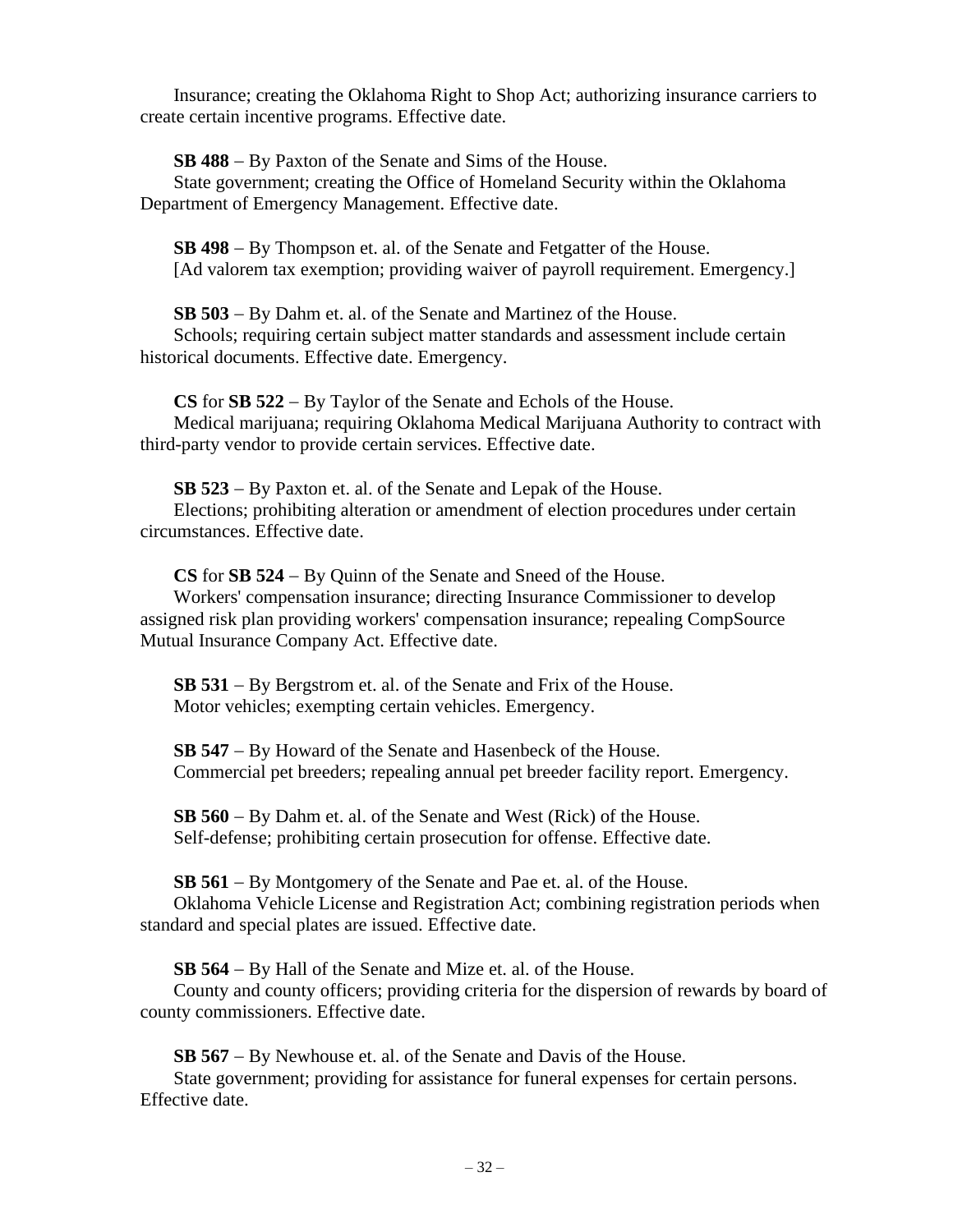Insurance; creating the Oklahoma Right to Shop Act; authorizing insurance carriers to create certain incentive programs. Effective date.

**SB 488** – By Paxton of the Senate and Sims of the House.
State government; creating the Office of Homeland Security within the Oklahoma Department of Emergency Management. Effective date.

**SB 498** – By Thompson et. al. of the Senate and Fetgatter of the House.
[Ad valorem tax exemption; providing waiver of payroll requirement. Emergency.]

**SB 503** – By Dahm et. al. of the Senate and Martinez of the House.
Schools; requiring certain subject matter standards and assessment include certain historical documents. Effective date. Emergency.

**CS** for **SB 522** – By Taylor of the Senate and Echols of the House.
Medical marijuana; requiring Oklahoma Medical Marijuana Authority to contract with third-party vendor to provide certain services. Effective date.

**SB 523** – By Paxton et. al. of the Senate and Lepak of the House.
Elections; prohibiting alteration or amendment of election procedures under certain circumstances. Effective date.

**CS** for **SB 524** – By Quinn of the Senate and Sneed of the House.
Workers' compensation insurance; directing Insurance Commissioner to develop assigned risk plan providing workers' compensation insurance; repealing CompSource Mutual Insurance Company Act. Effective date.

**SB 531** – By Bergstrom et. al. of the Senate and Frix of the House.
Motor vehicles; exempting certain vehicles. Emergency.

**SB 547** – By Howard of the Senate and Hasenbeck of the House.
Commercial pet breeders; repealing annual pet breeder facility report. Emergency.

**SB 560** – By Dahm et. al. of the Senate and West (Rick) of the House.
Self-defense; prohibiting certain prosecution for offense. Effective date.

**SB 561** – By Montgomery of the Senate and Pae et. al. of the House.
Oklahoma Vehicle License and Registration Act; combining registration periods when standard and special plates are issued. Effective date.

**SB 564** – By Hall of the Senate and Mize et. al. of the House.
County and county officers; providing criteria for the dispersion of rewards by board of county commissioners. Effective date.

**SB 567** – By Newhouse et. al. of the Senate and Davis of the House.
State government; providing for assistance for funeral expenses for certain persons. Effective date.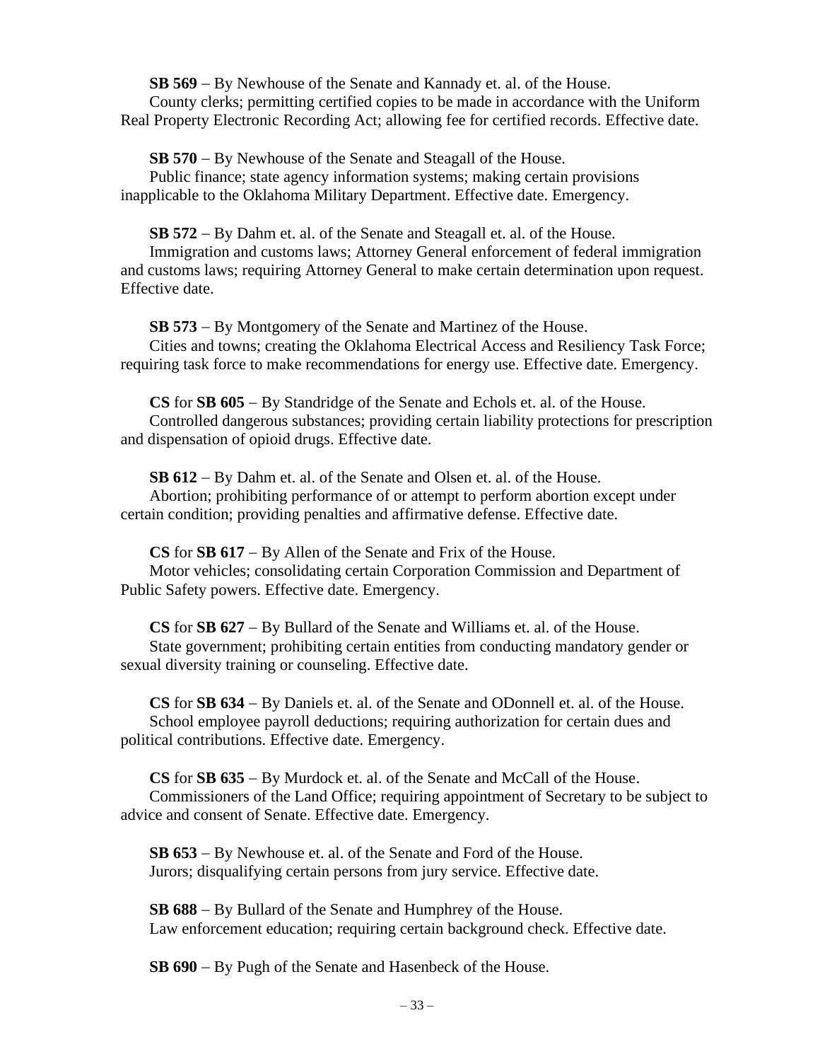**SB 569** – By Newhouse of the Senate and Kannady et. al. of the House.
County clerks; permitting certified copies to be made in accordance with the Uniform Real Property Electronic Recording Act; allowing fee for certified records. Effective date.

**SB 570** – By Newhouse of the Senate and Steagall of the House.
Public finance; state agency information systems; making certain provisions inapplicable to the Oklahoma Military Department. Effective date. Emergency.

**SB 572** – By Dahm et. al. of the Senate and Steagall et. al. of the House.
Immigration and customs laws; Attorney General enforcement of federal immigration and customs laws; requiring Attorney General to make certain determination upon request. Effective date.

**SB 573** – By Montgomery of the Senate and Martinez of the House.
Cities and towns; creating the Oklahoma Electrical Access and Resiliency Task Force; requiring task force to make recommendations for energy use. Effective date. Emergency.

**CS** for **SB 605** – By Standridge of the Senate and Echols et. al. of the House.
Controlled dangerous substances; providing certain liability protections for prescription and dispensation of opioid drugs. Effective date.

**SB 612** – By Dahm et. al. of the Senate and Olsen et. al. of the House.
Abortion; prohibiting performance of or attempt to perform abortion except under certain condition; providing penalties and affirmative defense. Effective date.

**CS** for **SB 617** – By Allen of the Senate and Frix of the House.
Motor vehicles; consolidating certain Corporation Commission and Department of Public Safety powers. Effective date. Emergency.

**CS** for **SB 627** – By Bullard of the Senate and Williams et. al. of the House.
State government; prohibiting certain entities from conducting mandatory gender or sexual diversity training or counseling. Effective date.

**CS** for **SB 634** – By Daniels et. al. of the Senate and ODonnell et. al. of the House.
School employee payroll deductions; requiring authorization for certain dues and political contributions. Effective date. Emergency.

**CS** for **SB 635** – By Murdock et. al. of the Senate and McCall of the House.
Commissioners of the Land Office; requiring appointment of Secretary to be subject to advice and consent of Senate. Effective date. Emergency.

**SB 653** – By Newhouse et. al. of the Senate and Ford of the House.
Jurors; disqualifying certain persons from jury service. Effective date.

**SB 688** – By Bullard of the Senate and Humphrey of the House.
Law enforcement education; requiring certain background check. Effective date.

**SB 690** – By Pugh of the Senate and Hasenbeck of the House.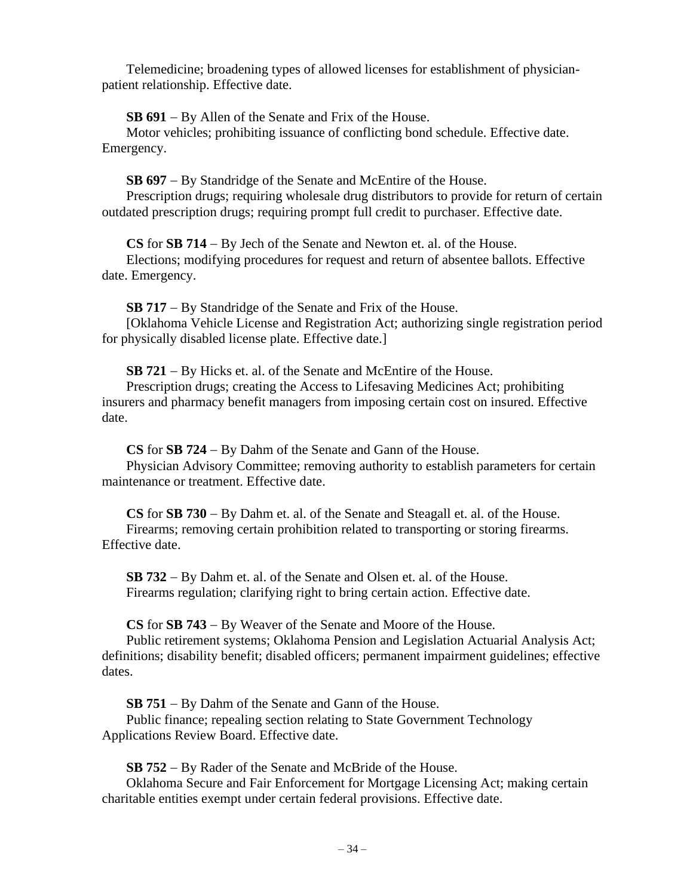Telemedicine; broadening types of allowed licenses for establishment of physician-patient relationship. Effective date.

**SB 691** – By Allen of the Senate and Frix of the House.
Motor vehicles; prohibiting issuance of conflicting bond schedule. Effective date. Emergency.

**SB 697** – By Standridge of the Senate and McEntire of the House.
Prescription drugs; requiring wholesale drug distributors to provide for return of certain outdated prescription drugs; requiring prompt full credit to purchaser. Effective date.

**CS** for **SB 714** – By Jech of the Senate and Newton et. al. of the House.
Elections; modifying procedures for request and return of absentee ballots. Effective date. Emergency.

**SB 717** – By Standridge of the Senate and Frix of the House.
[Oklahoma Vehicle License and Registration Act; authorizing single registration period for physically disabled license plate. Effective date.]

**SB 721** – By Hicks et. al. of the Senate and McEntire of the House.
Prescription drugs; creating the Access to Lifesaving Medicines Act; prohibiting insurers and pharmacy benefit managers from imposing certain cost on insured. Effective date.

**CS** for **SB 724** – By Dahm of the Senate and Gann of the House.
Physician Advisory Committee; removing authority to establish parameters for certain maintenance or treatment. Effective date.

**CS** for **SB 730** – By Dahm et. al. of the Senate and Steagall et. al. of the House.
Firearms; removing certain prohibition related to transporting or storing firearms. Effective date.

**SB 732** – By Dahm et. al. of the Senate and Olsen et. al. of the House.
Firearms regulation; clarifying right to bring certain action. Effective date.

**CS** for **SB 743** – By Weaver of the Senate and Moore of the House.
Public retirement systems; Oklahoma Pension and Legislation Actuarial Analysis Act; definitions; disability benefit; disabled officers; permanent impairment guidelines; effective dates.

**SB 751** – By Dahm of the Senate and Gann of the House.
Public finance; repealing section relating to State Government Technology Applications Review Board. Effective date.

**SB 752** – By Rader of the Senate and McBride of the House.
Oklahoma Secure and Fair Enforcement for Mortgage Licensing Act; making certain charitable entities exempt under certain federal provisions. Effective date.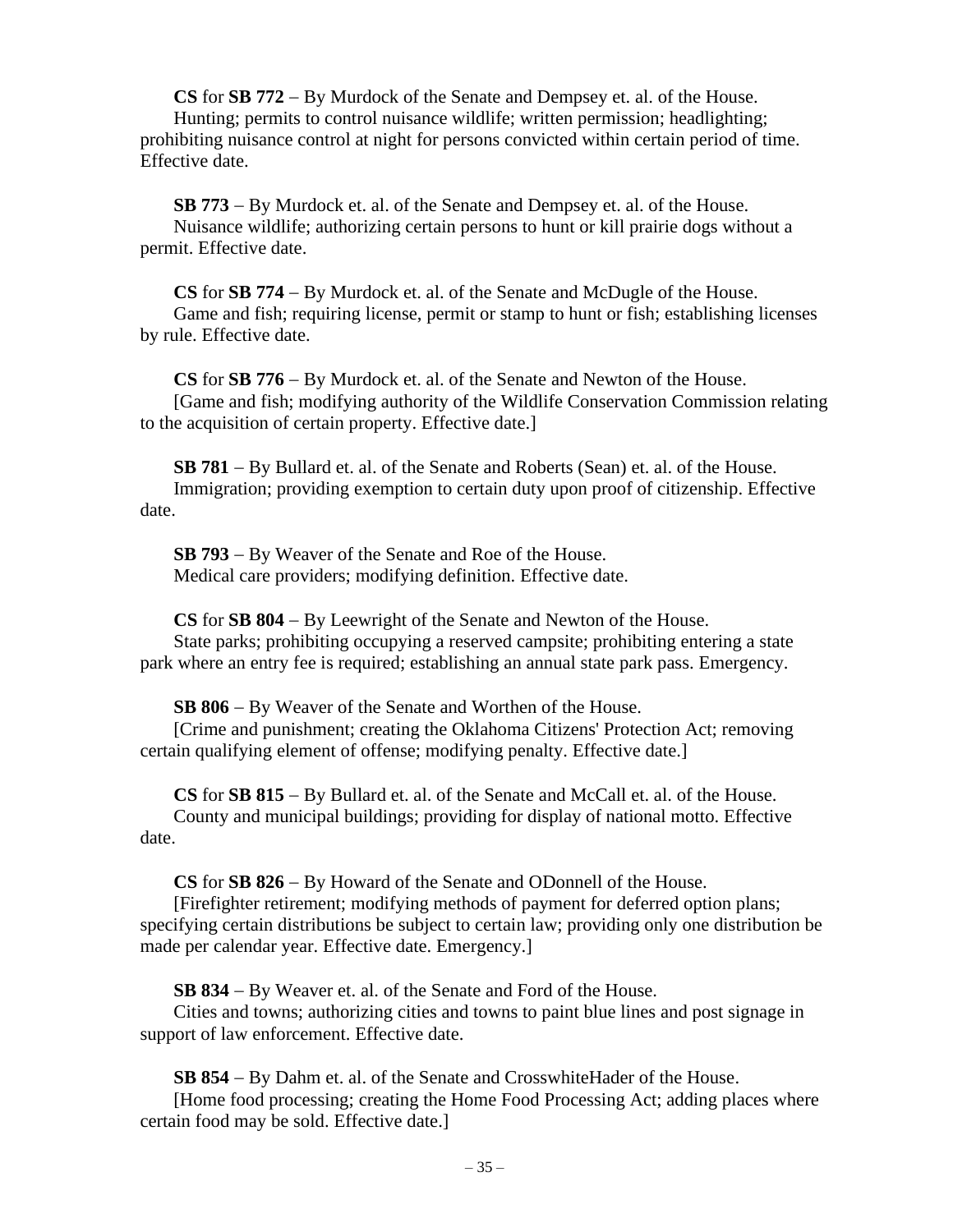**CS** for **SB 772** – By Murdock of the Senate and Dempsey et. al. of the House.
Hunting; permits to control nuisance wildlife; written permission; headlighting; prohibiting nuisance control at night for persons convicted within certain period of time. Effective date.

**SB 773** – By Murdock et. al. of the Senate and Dempsey et. al. of the House.
Nuisance wildlife; authorizing certain persons to hunt or kill prairie dogs without a permit. Effective date.

**CS** for **SB 774** – By Murdock et. al. of the Senate and McDugle of the House.
Game and fish; requiring license, permit or stamp to hunt or fish; establishing licenses by rule. Effective date.

**CS** for **SB 776** – By Murdock et. al. of the Senate and Newton of the House.
[Game and fish; modifying authority of the Wildlife Conservation Commission relating to the acquisition of certain property. Effective date.]

**SB 781** – By Bullard et. al. of the Senate and Roberts (Sean) et. al. of the House.
Immigration; providing exemption to certain duty upon proof of citizenship. Effective date.

**SB 793** – By Weaver of the Senate and Roe of the House.
Medical care providers; modifying definition. Effective date.

**CS** for **SB 804** – By Leewright of the Senate and Newton of the House.
State parks; prohibiting occupying a reserved campsite; prohibiting entering a state park where an entry fee is required; establishing an annual state park pass. Emergency.

**SB 806** – By Weaver of the Senate and Worthen of the House.
[Crime and punishment; creating the Oklahoma Citizens' Protection Act; removing certain qualifying element of offense; modifying penalty. Effective date.]

**CS** for **SB 815** – By Bullard et. al. of the Senate and McCall et. al. of the House.
County and municipal buildings; providing for display of national motto. Effective date.

**CS** for **SB 826** – By Howard of the Senate and ODonnell of the House.
[Firefighter retirement; modifying methods of payment for deferred option plans; specifying certain distributions be subject to certain law; providing only one distribution be made per calendar year. Effective date. Emergency.]

**SB 834** – By Weaver et. al. of the Senate and Ford of the House.
Cities and towns; authorizing cities and towns to paint blue lines and post signage in support of law enforcement. Effective date.

**SB 854** – By Dahm et. al. of the Senate and CrosswhiteHader of the House.
[Home food processing; creating the Home Food Processing Act; adding places where certain food may be sold. Effective date.]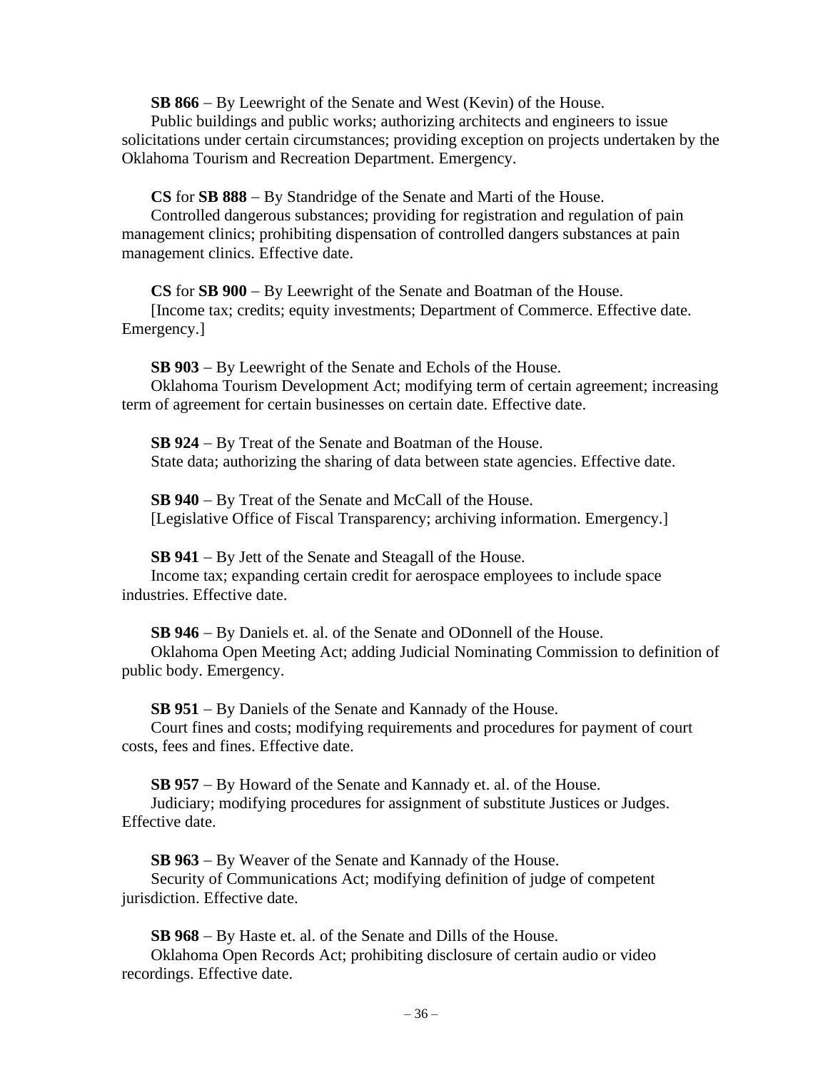**SB 866** – By Leewright of the Senate and West (Kevin) of the House.
Public buildings and public works; authorizing architects and engineers to issue solicitations under certain circumstances; providing exception on projects undertaken by the Oklahoma Tourism and Recreation Department. Emergency.

**CS** for **SB 888** – By Standridge of the Senate and Marti of the House.
Controlled dangerous substances; providing for registration and regulation of pain management clinics; prohibiting dispensation of controlled dangers substances at pain management clinics. Effective date.

**CS** for **SB 900** – By Leewright of the Senate and Boatman of the House.
[Income tax; credits; equity investments; Department of Commerce. Effective date. Emergency.]

**SB 903** – By Leewright of the Senate and Echols of the House.
Oklahoma Tourism Development Act; modifying term of certain agreement; increasing term of agreement for certain businesses on certain date. Effective date.

**SB 924** – By Treat of the Senate and Boatman of the House.
State data; authorizing the sharing of data between state agencies. Effective date.

**SB 940** – By Treat of the Senate and McCall of the House.
[Legislative Office of Fiscal Transparency; archiving information. Emergency.]

**SB 941** – By Jett of the Senate and Steagall of the House.
Income tax; expanding certain credit for aerospace employees to include space industries. Effective date.

**SB 946** – By Daniels et. al. of the Senate and ODonnell of the House.
Oklahoma Open Meeting Act; adding Judicial Nominating Commission to definition of public body. Emergency.

**SB 951** – By Daniels of the Senate and Kannady of the House.
Court fines and costs; modifying requirements and procedures for payment of court costs, fees and fines. Effective date.

**SB 957** – By Howard of the Senate and Kannady et. al. of the House.
Judiciary; modifying procedures for assignment of substitute Justices or Judges. Effective date.

**SB 963** – By Weaver of the Senate and Kannady of the House.
Security of Communications Act; modifying definition of judge of competent jurisdiction. Effective date.

**SB 968** – By Haste et. al. of the Senate and Dills of the House.
Oklahoma Open Records Act; prohibiting disclosure of certain audio or video recordings. Effective date.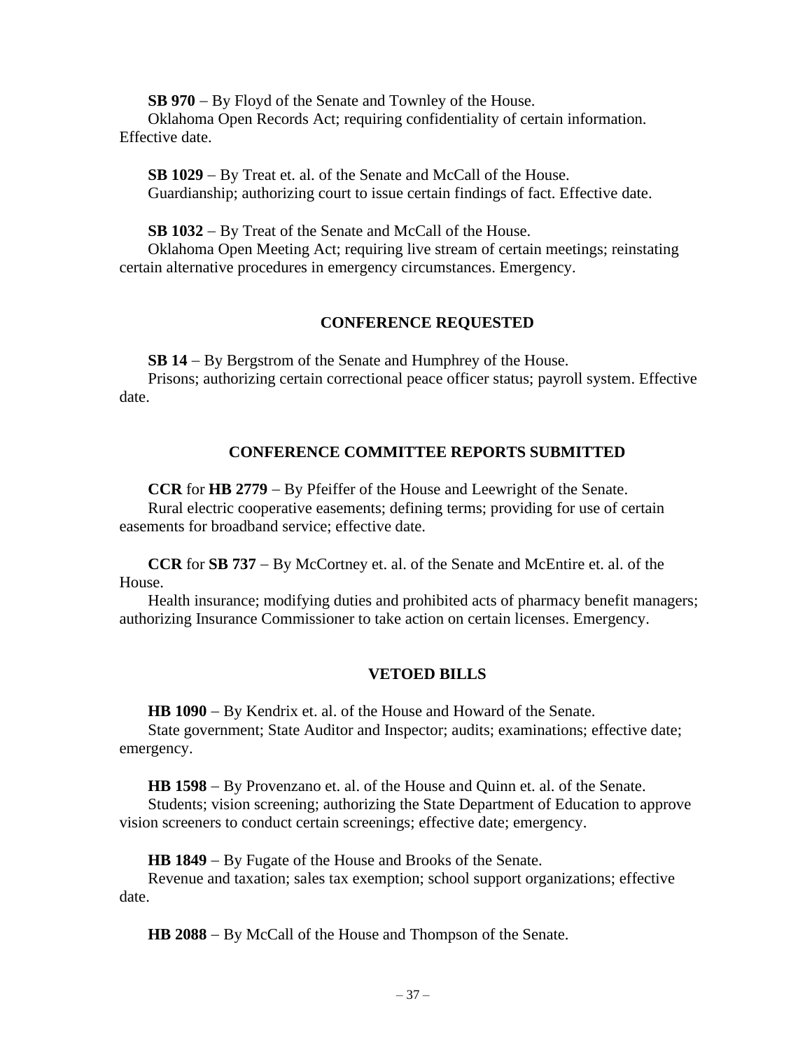**SB 970** – By Floyd of the Senate and Townley of the House.
Oklahoma Open Records Act; requiring confidentiality of certain information. Effective date.

**SB 1029** – By Treat et. al. of the Senate and McCall of the House.
Guardianship; authorizing court to issue certain findings of fact. Effective date.

**SB 1032** – By Treat of the Senate and McCall of the House.
Oklahoma Open Meeting Act; requiring live stream of certain meetings; reinstating certain alternative procedures in emergency circumstances. Emergency.

## CONFERENCE REQUESTED

**SB 14** – By Bergstrom of the Senate and Humphrey of the House.
Prisons; authorizing certain correctional peace officer status; payroll system. Effective date.

## CONFERENCE COMMITTEE REPORTS SUBMITTED

**CCR** for **HB 2779** – By Pfeiffer of the House and Leewright of the Senate.
Rural electric cooperative easements; defining terms; providing for use of certain easements for broadband service; effective date.

**CCR** for **SB 737** – By McCortney et. al. of the Senate and McEntire et. al. of the House.
Health insurance; modifying duties and prohibited acts of pharmacy benefit managers; authorizing Insurance Commissioner to take action on certain licenses. Emergency.

## VETOED BILLS

**HB 1090** – By Kendrix et. al. of the House and Howard of the Senate.
State government; State Auditor and Inspector; audits; examinations; effective date; emergency.

**HB 1598** – By Provenzano et. al. of the House and Quinn et. al. of the Senate.
Students; vision screening; authorizing the State Department of Education to approve vision screeners to conduct certain screenings; effective date; emergency.

**HB 1849** – By Fugate of the House and Brooks of the Senate.
Revenue and taxation; sales tax exemption; school support organizations; effective date.

**HB 2088** – By McCall of the House and Thompson of the Senate.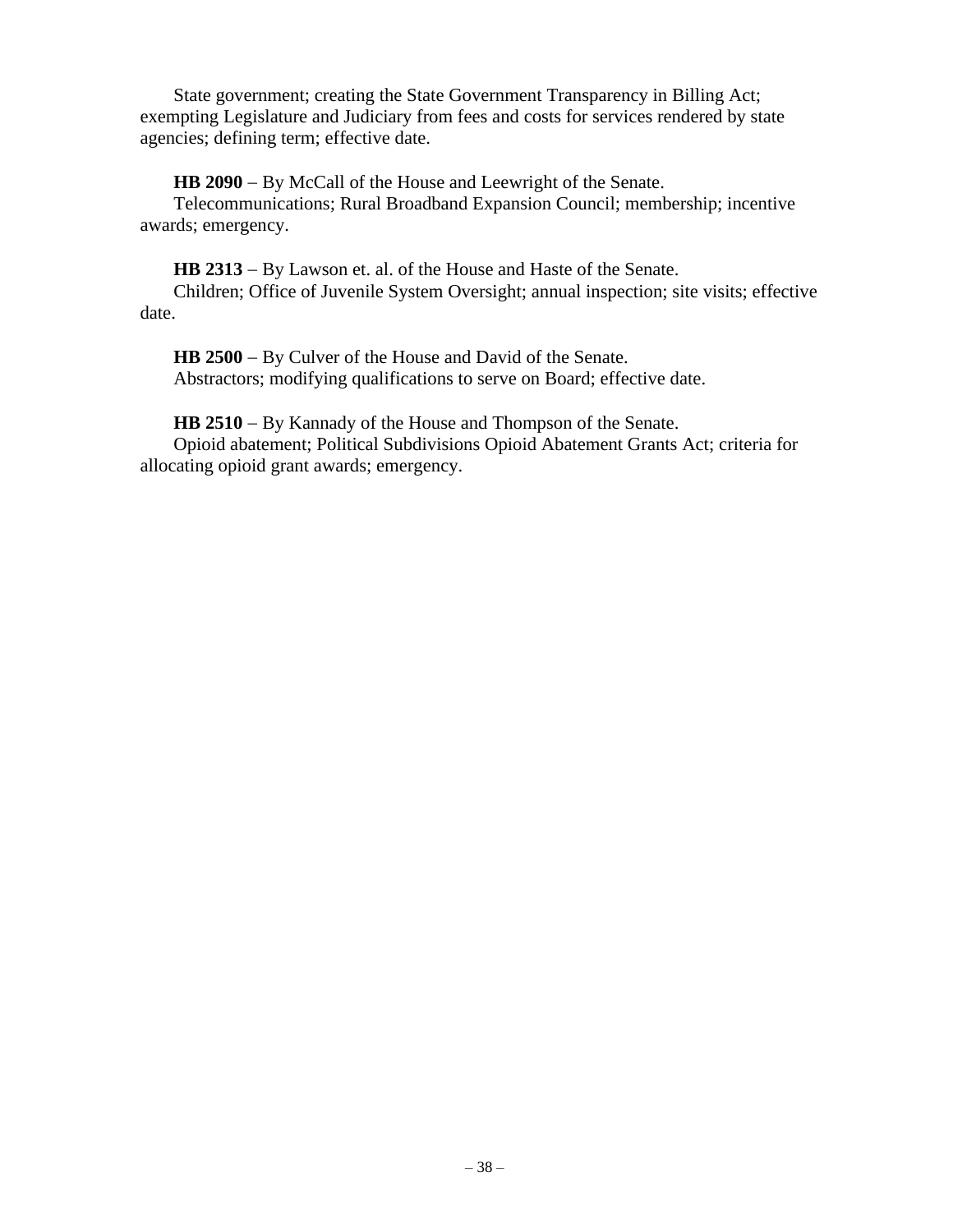State government; creating the State Government Transparency in Billing Act; exempting Legislature and Judiciary from fees and costs for services rendered by state agencies; defining term; effective date.

**HB 2090** – By McCall of the House and Leewright of the Senate.
Telecommunications; Rural Broadband Expansion Council; membership; incentive awards; emergency.

**HB 2313** – By Lawson et. al. of the House and Haste of the Senate.
Children; Office of Juvenile System Oversight; annual inspection; site visits; effective date.

**HB 2500** – By Culver of the House and David of the Senate.
Abstractors; modifying qualifications to serve on Board; effective date.

**HB 2510** – By Kannady of the House and Thompson of the Senate.
Opioid abatement; Political Subdivisions Opioid Abatement Grants Act; criteria for allocating opioid grant awards; emergency.